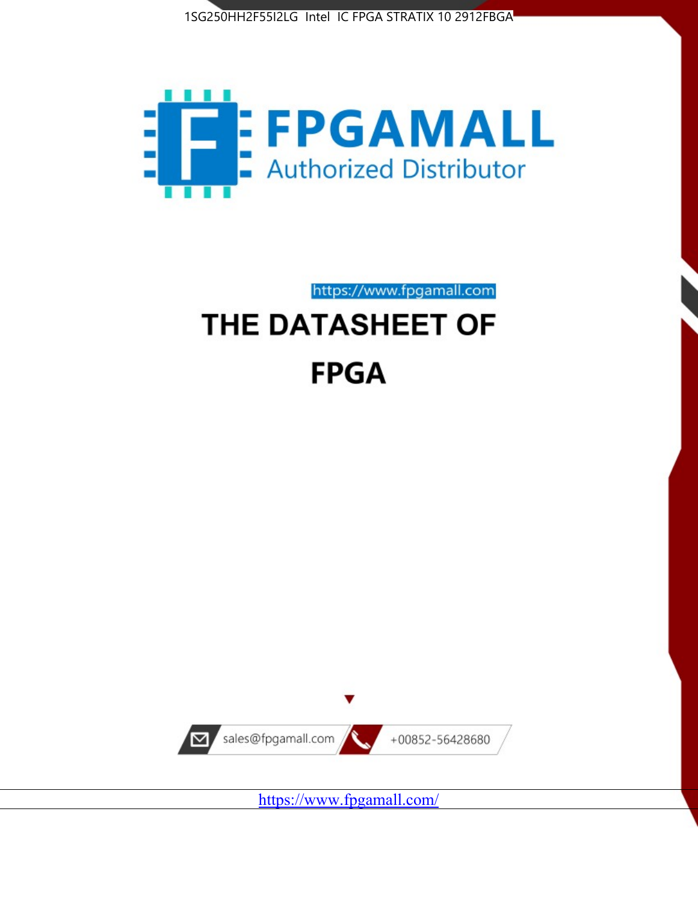1SG250HH2F55I2LG Intel IC FPGA STRATIX 10 2912FBGA

**FPGAMALL**

Authorized Distributor

https://www.fpgamall.com

# THE DATASHEET OF

# FPGA

sales@fpgamall.com

+00852-56428680

https://www.fpgamall.com/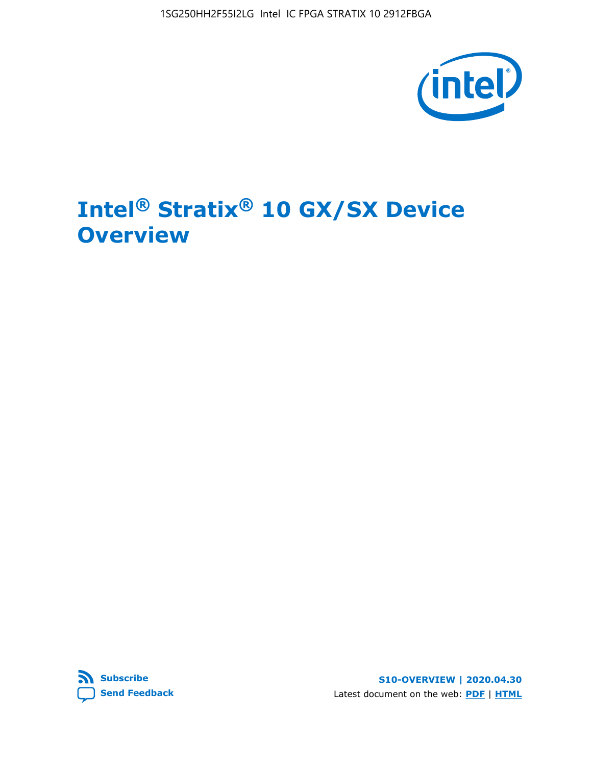# Intel® Stratix® 10 GX/SX Device Overview

S10-OVERVIEW | 2020.04.30

Latest document on the web: PDF | HTML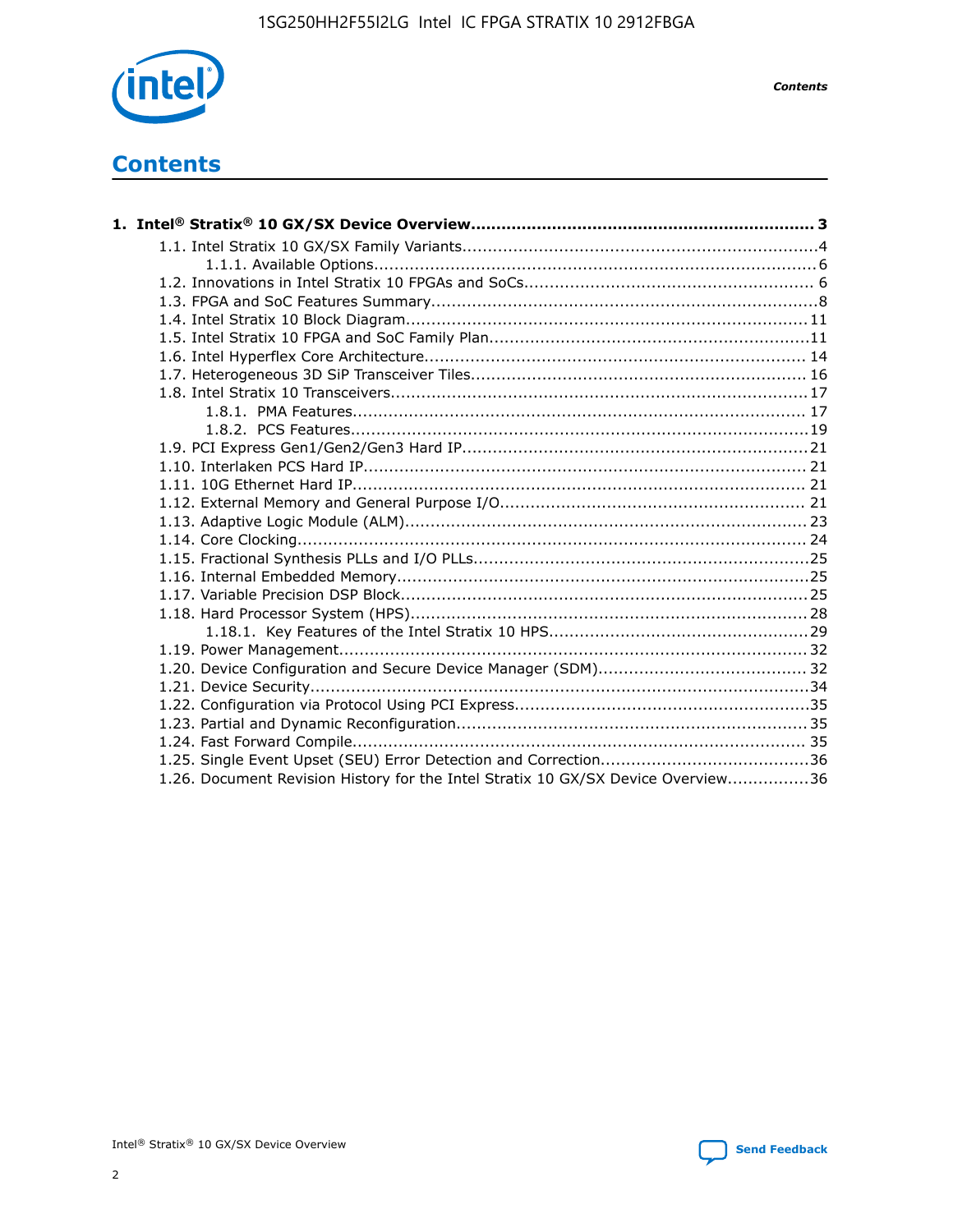# Contents

**1. Intel® Stratix® 10 GX/SX Device Overview.................................................................... 3**

- 1.1. Intel Stratix 10 GX/SX Family Variants......................................................................4
  - 1.1.1. Available Options.......................................................................................6
- 1.2. Innovations in Intel Stratix 10 FPGAs and SoCs......................................................... 6
- 1.3. FPGA and SoC Features Summary............................................................................8
- 1.4. Intel Stratix 10 Block Diagram................................................................................11
- 1.5. Intel Stratix 10 FPGA and SoC Family Plan................................................................11
- 1.6. Intel Hyperflex Core Architecture............................................................................ 14
- 1.7. Heterogeneous 3D SiP Transceiver Tiles.................................................................. 16
- 1.8. Intel Stratix 10 Transceivers...................................................................................17
  - 1.8.1. PMA Features......................................................................................... 17
  - 1.8.2. PCS Features..........................................................................................19
- 1.9. PCI Express Gen1/Gen2/Gen3 Hard IP....................................................................21
- 1.10. Interlaken PCS Hard IP........................................................................................ 21
- 1.11. 10G Ethernet Hard IP.......................................................................................... 21
- 1.12. External Memory and General Purpose I/O............................................................. 21
- 1.13. Adaptive Logic Module (ALM)................................................................................ 23
- 1.14. Core Clocking..................................................................................................... 24
- 1.15. Fractional Synthesis PLLs and I/O PLLs..................................................................25
- 1.16. Internal Embedded Memory..................................................................................25
- 1.17. Variable Precision DSP Block.................................................................................25
- 1.18. Hard Processor System (HPS)...............................................................................28
  - 1.18.1. Key Features of the Intel Stratix 10 HPS...................................................29
- 1.19. Power Management............................................................................................ 32
- 1.20. Device Configuration and Secure Device Manager (SDM)......................................... 32
- 1.21. Device Security...................................................................................................34
- 1.22. Configuration via Protocol Using PCI Express..........................................................35
- 1.23. Partial and Dynamic Reconfiguration..................................................................... 35
- 1.24. Fast Forward Compile.......................................................................................... 35
- 1.25. Single Event Upset (SEU) Error Detection and Correction.........................................36
- 1.26. Document Revision History for the Intel Stratix 10 GX/SX Device Overview................36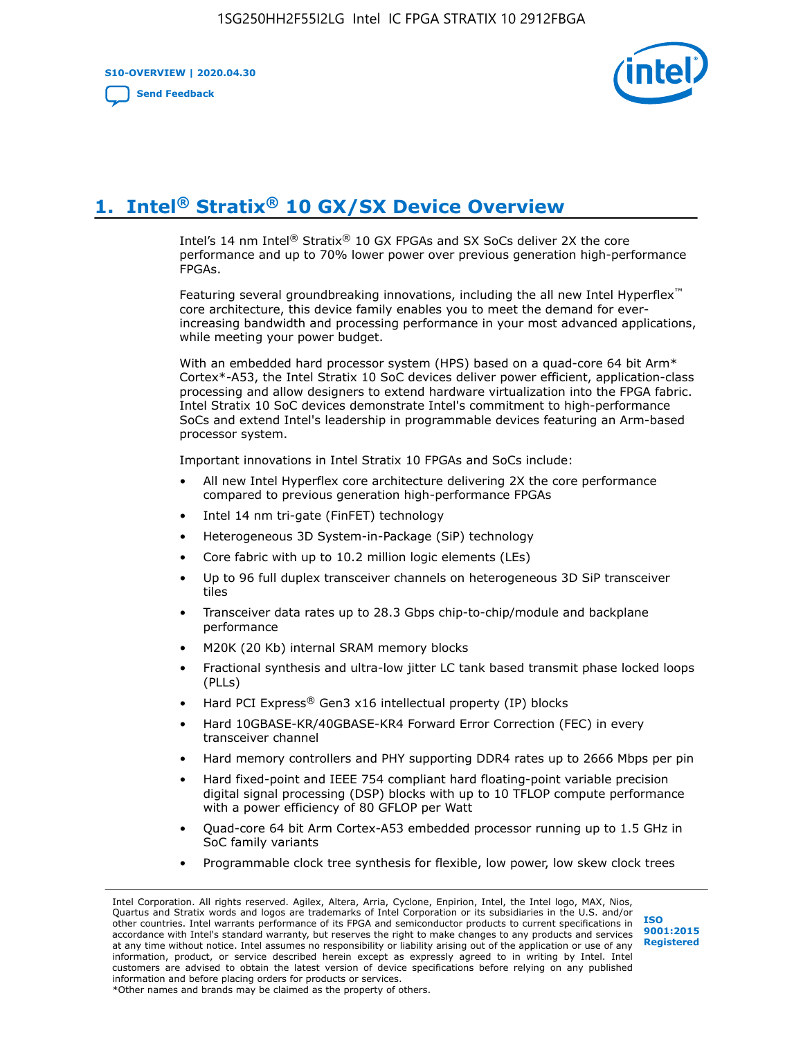# 1. Intel® Stratix® 10 GX/SX Device Overview

Intel's 14 nm Intel® Stratix® 10 GX FPGAs and SX SoCs deliver 2X the core performance and up to 70% lower power over previous generation high-performance FPGAs.

Featuring several groundbreaking innovations, including the all new Intel Hyperflex™ core architecture, this device family enables you to meet the demand for ever-increasing bandwidth and processing performance in your most advanced applications, while meeting your power budget.

With an embedded hard processor system (HPS) based on a quad-core 64 bit Arm* Cortex*-A53, the Intel Stratix 10 SoC devices deliver power efficient, application-class processing and allow designers to extend hardware virtualization into the FPGA fabric. Intel Stratix 10 SoC devices demonstrate Intel's commitment to high-performance SoCs and extend Intel's leadership in programmable devices featuring an Arm-based processor system.

Important innovations in Intel Stratix 10 FPGAs and SoCs include:

- All new Intel Hyperflex core architecture delivering 2X the core performance compared to previous generation high-performance FPGAs
- Intel 14 nm tri-gate (FinFET) technology
- Heterogeneous 3D System-in-Package (SiP) technology
- Core fabric with up to 10.2 million logic elements (LEs)
- Up to 96 full duplex transceiver channels on heterogeneous 3D SiP transceiver tiles
- Transceiver data rates up to 28.3 Gbps chip-to-chip/module and backplane performance
- M20K (20 Kb) internal SRAM memory blocks
- Fractional synthesis and ultra-low jitter LC tank based transmit phase locked loops (PLLs)
- Hard PCI Express® Gen3 x16 intellectual property (IP) blocks
- Hard 10GBASE-KR/40GBASE-KR4 Forward Error Correction (FEC) in every transceiver channel
- Hard memory controllers and PHY supporting DDR4 rates up to 2666 Mbps per pin
- Hard fixed-point and IEEE 754 compliant hard floating-point variable precision digital signal processing (DSP) blocks with up to 10 TFLOP compute performance with a power efficiency of 80 GFLOP per Watt
- Quad-core 64 bit Arm Cortex-A53 embedded processor running up to 1.5 GHz in SoC family variants
- Programmable clock tree synthesis for flexible, low power, low skew clock trees

Intel Corporation. All rights reserved. Agilex, Altera, Arria, Cyclone, Enpirion, Intel, the Intel logo, MAX, Nios, Quartus and Stratix words and logos are trademarks of Intel Corporation or its subsidiaries in the U.S. and/or other countries. Intel warrants performance of its FPGA and semiconductor products to current specifications in accordance with Intel's standard warranty, but reserves the right to make changes to any products and services at any time without notice. Intel assumes no responsibility or liability arising out of the application or use of any information, product, or service described herein except as expressly agreed to in writing by Intel. Intel customers are advised to obtain the latest version of device specifications before relying on any published information and before placing orders for products or services.
*Other names and brands may be claimed as the property of others.

ISO 9001:2015 Registered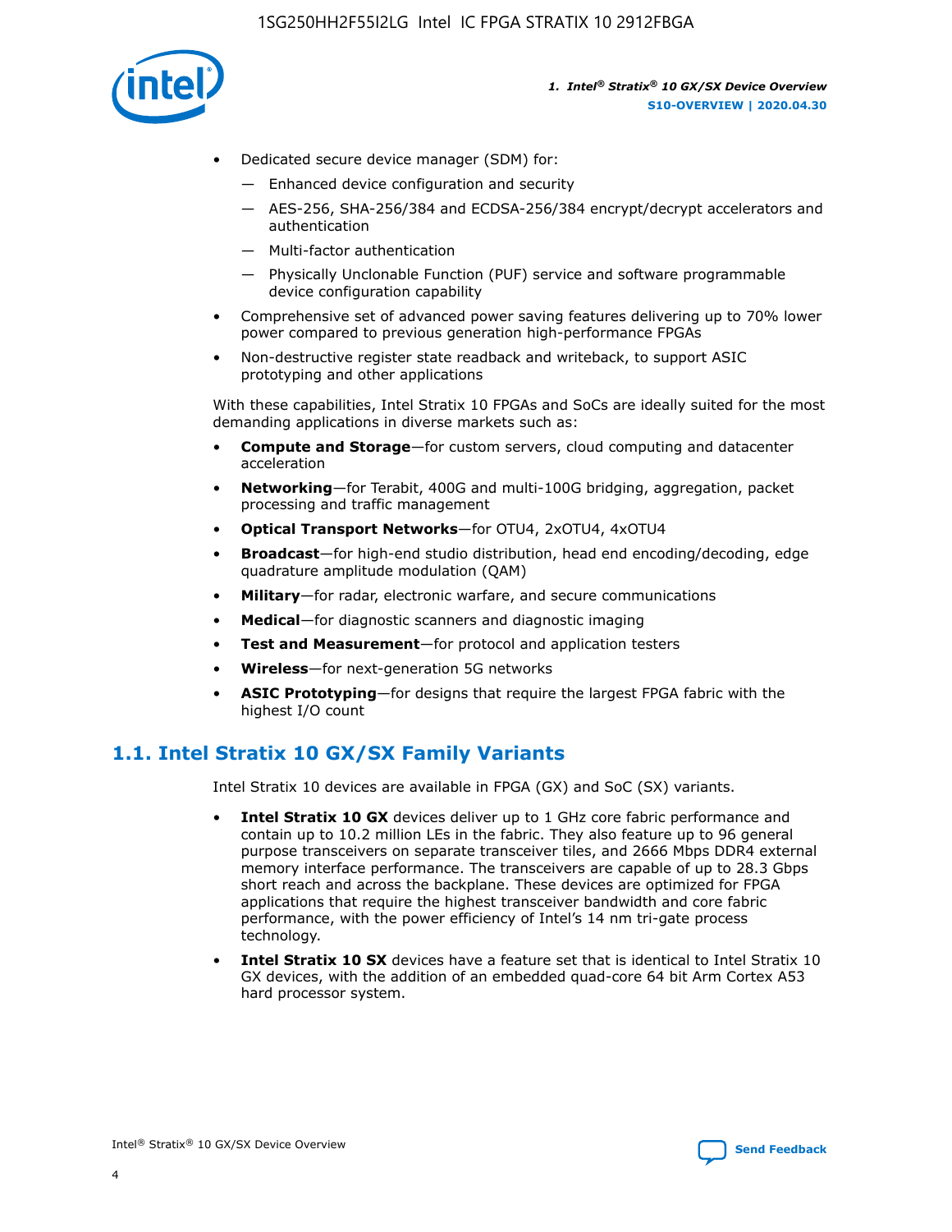- Dedicated secure device manager (SDM) for:
  - Enhanced device configuration and security
  - AES-256, SHA-256/384 and ECDSA-256/384 encrypt/decrypt accelerators and authentication
  - Multi-factor authentication
  - Physically Unclonable Function (PUF) service and software programmable device configuration capability
- Comprehensive set of advanced power saving features delivering up to 70% lower power compared to previous generation high-performance FPGAs
- Non-destructive register state readback and writeback, to support ASIC prototyping and other applications

With these capabilities, Intel Stratix 10 FPGAs and SoCs are ideally suited for the most demanding applications in diverse markets such as:

- **Compute and Storage**—for custom servers, cloud computing and datacenter acceleration
- **Networking**—for Terabit, 400G and multi-100G bridging, aggregation, packet processing and traffic management
- **Optical Transport Networks**—for OTU4, 2xOTU4, 4xOTU4
- **Broadcast**—for high-end studio distribution, head end encoding/decoding, edge quadrature amplitude modulation (QAM)
- **Military**—for radar, electronic warfare, and secure communications
- **Medical**—for diagnostic scanners and diagnostic imaging
- **Test and Measurement**—for protocol and application testers
- **Wireless**—for next-generation 5G networks
- **ASIC Prototyping**—for designs that require the largest FPGA fabric with the highest I/O count

## 1.1. Intel Stratix 10 GX/SX Family Variants

Intel Stratix 10 devices are available in FPGA (GX) and SoC (SX) variants.

- **Intel Stratix 10 GX** devices deliver up to 1 GHz core fabric performance and contain up to 10.2 million LEs in the fabric. They also feature up to 96 general purpose transceivers on separate transceiver tiles, and 2666 Mbps DDR4 external memory interface performance. The transceivers are capable of up to 28.3 Gbps short reach and across the backplane. These devices are optimized for FPGA applications that require the highest transceiver bandwidth and core fabric performance, with the power efficiency of Intel's 14 nm tri-gate process technology.
- **Intel Stratix 10 SX** devices have a feature set that is identical to Intel Stratix 10 GX devices, with the addition of an embedded quad-core 64 bit Arm Cortex A53 hard processor system.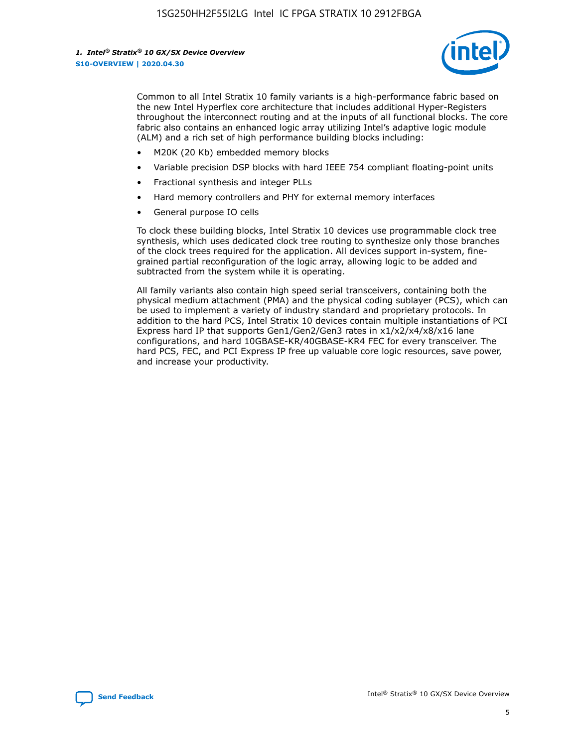Common to all Intel Stratix 10 family variants is a high-performance fabric based on the new Intel Hyperflex core architecture that includes additional Hyper-Registers throughout the interconnect routing and at the inputs of all functional blocks. The core fabric also contains an enhanced logic array utilizing Intel's adaptive logic module (ALM) and a rich set of high performance building blocks including:

- M20K (20 Kb) embedded memory blocks
- Variable precision DSP blocks with hard IEEE 754 compliant floating-point units
- Fractional synthesis and integer PLLs
- Hard memory controllers and PHY for external memory interfaces
- General purpose IO cells

To clock these building blocks, Intel Stratix 10 devices use programmable clock tree synthesis, which uses dedicated clock tree routing to synthesize only those branches of the clock trees required for the application. All devices support in-system, fine-grained partial reconfiguration of the logic array, allowing logic to be added and subtracted from the system while it is operating.

All family variants also contain high speed serial transceivers, containing both the physical medium attachment (PMA) and the physical coding sublayer (PCS), which can be used to implement a variety of industry standard and proprietary protocols. In addition to the hard PCS, Intel Stratix 10 devices contain multiple instantiations of PCI Express hard IP that supports Gen1/Gen2/Gen3 rates in x1/x2/x4/x8/x16 lane configurations, and hard 10GBASE-KR/40GBASE-KR4 FEC for every transceiver. The hard PCS, FEC, and PCI Express IP free up valuable core logic resources, save power, and increase your productivity.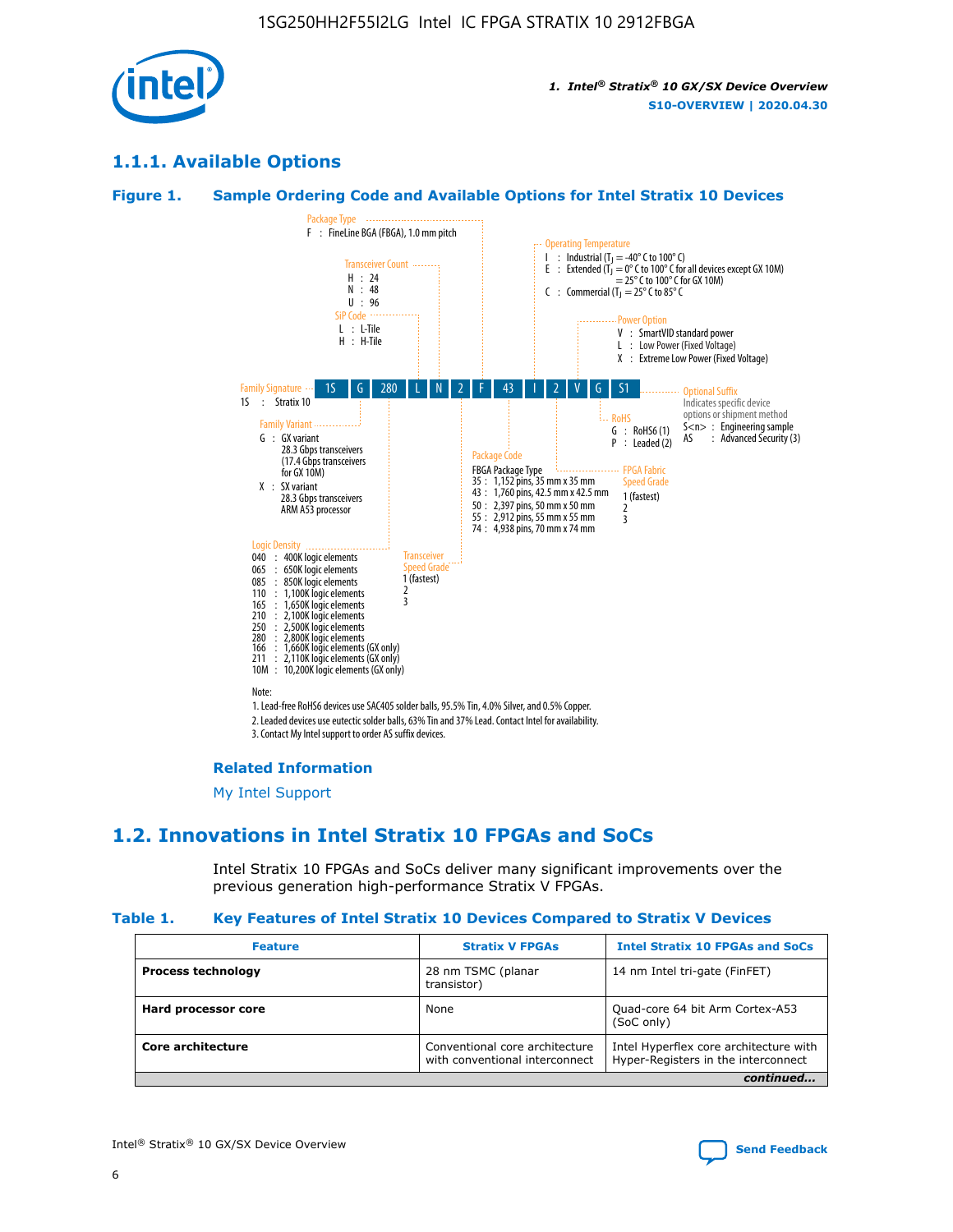### 1.1.1. Available Options

**Figure 1. Sample Ordering Code and Available Options for Intel Stratix 10 Devices**

| 1S | G | 280 | L | N | 2 | F | 43 | I | 2 | V | G | S1 |
|---|---|---|---|---|---|---|---|---|---|---|---|---|

**Family Signature**
1S : Stratix 10

**Family Variant**
G : GX variant
28.3 Gbps transceivers
(17.4 Gbps transceivers for GX 10M)
X : SX variant
28.3 Gbps transceivers
ARM A53 processor

**Logic Density**
040 : 400K logic elements
065 : 650K logic elements
085 : 850K logic elements
110 : 1,100K logic elements
165 : 1,650K logic elements
210 : 2,100K logic elements
250 : 2,500K logic elements
280 : 2,800K logic elements
166 : 1,660K logic elements (GX only)
211 : 2,110K logic elements (GX only)
10M : 10,200K logic elements (GX only)

**SiP Code**
L : L-Tile
H : H-Tile

**Transceiver Count**
H : 24
N : 48
U : 96

**Transceiver Speed Grade**
1 (fastest)
2
3

**Package Type**
F : FineLine BGA (FBGA), 1.0 mm pitch

**Package Code**
FBGA Package Type
35 : 1,152 pins, 35 mm x 35 mm
43 : 1,760 pins, 42.5 mm x 42.5 mm
50 : 2,397 pins, 50 mm x 50 mm
55 : 2,912 pins, 55 mm x 55 mm
74 : 4,938 pins, 70 mm x 74 mm

**Operating Temperature**
I : Industrial ($T_J$ = -40° C to 100° C)
E : Extended ($T_J$ = 0° C to 100° C for all devices except GX 10M)
= 25° C to 100° C for GX 10M)
C : Commercial ($T_J$ = 25° C to 85° C

**FPGA Fabric Speed Grade**
1 (fastest)
2
3

**Power Option**
V : SmartVID standard power
L : Low Power (Fixed Voltage)
X : Extreme Low Power (Fixed Voltage)

**RoHS**
G : RoHS6 (1)
P : Leaded (2)

**Optional Suffix**
Indicates specific device options or shipment method
S<n> : Engineering sample
AS : Advanced Security (3)

Note:
1. Lead-free RoHS6 devices use SAC405 solder balls, 95.5% Tin, 4.0% Silver, and 0.5% Copper.
2. Leaded devices use eutectic solder balls, 63% Tin and 37% Lead. Contact Intel for availability.
3. Contact My Intel support to order AS suffix devices.

**Related Information**

My Intel Support

## 1.2. Innovations in Intel Stratix 10 FPGAs and SoCs

Intel Stratix 10 FPGAs and SoCs deliver many significant improvements over the previous generation high-performance Stratix V FPGAs.

**Table 1. Key Features of Intel Stratix 10 Devices Compared to Stratix V Devices**

| Feature | Stratix V FPGAs | Intel Stratix 10 FPGAs and SoCs |
|---|---|---|
| **Process technology** | 28 nm TSMC (planar transistor) | 14 nm Intel tri-gate (FinFET) |
| **Hard processor core** | None | Quad-core 64 bit Arm Cortex-A53 (SoC only) |
| **Core architecture** | Conventional core architecture with conventional interconnect | Intel Hyperflex core architecture with Hyper-Registers in the interconnect |

*continued...*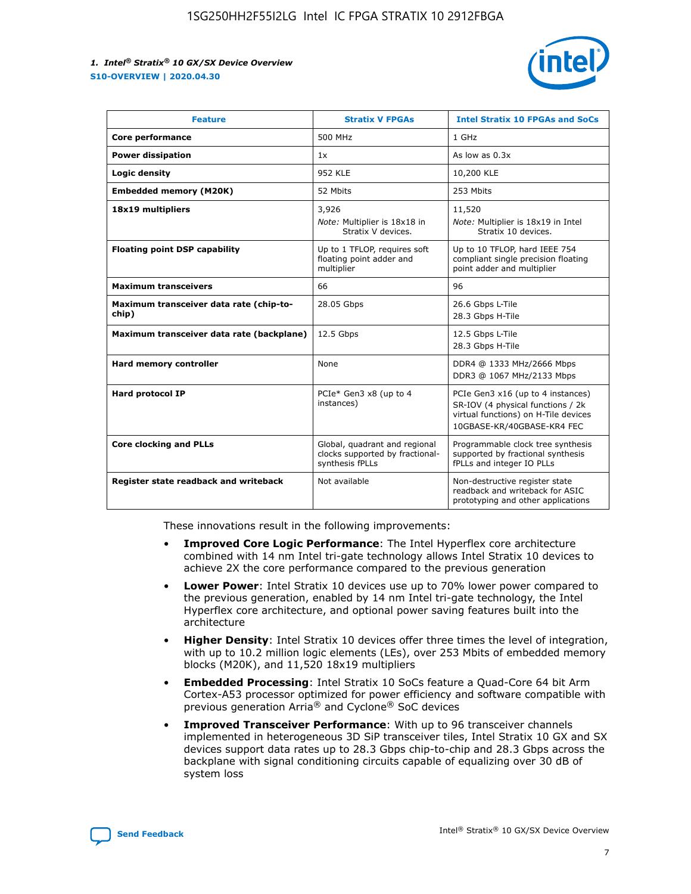| Feature | Stratix V FPGAs | Intel Stratix 10 FPGAs and SoCs |
| --- | --- | --- |
| **Core performance** | 500 MHz | 1 GHz |
| **Power dissipation** | 1x | As low as 0.3x |
| **Logic density** | 952 KLE | 10,200 KLE |
| **Embedded memory (M20K)** | 52 Mbits | 253 Mbits |
| **18x19 multipliers** | 3,926<br>*Note:* Multiplier is 18x18 in Stratix V devices. | 11,520<br>*Note:* Multiplier is 18x19 in Intel Stratix 10 devices. |
| **Floating point DSP capability** | Up to 1 TFLOP, requires soft floating point adder and multiplier | Up to 10 TFLOP, hard IEEE 754 compliant single precision floating point adder and multiplier |
| **Maximum transceivers** | 66 | 96 |
| **Maximum transceiver data rate (chip-to-chip)** | 28.05 Gbps | 26.6 Gbps L-Tile<br>28.3 Gbps H-Tile |
| **Maximum transceiver data rate (backplane)** | 12.5 Gbps | 12.5 Gbps L-Tile<br>28.3 Gbps H-Tile |
| **Hard memory controller** | None | DDR4 @ 1333 MHz/2666 Mbps<br>DDR3 @ 1067 MHz/2133 Mbps |
| **Hard protocol IP** | PCIe* Gen3 x8 (up to 4 instances) | PCIe Gen3 x16 (up to 4 instances)<br>SR-IOV (4 physical functions / 2k virtual functions) on H-Tile devices<br>10GBASE-KR/40GBASE-KR4 FEC |
| **Core clocking and PLLs** | Global, quadrant and regional clocks supported by fractional-synthesis fPLLs | Programmable clock tree synthesis supported by fractional synthesis fPLLs and integer IO PLLs |
| **Register state readback and writeback** | Not available | Non-destructive register state readback and writeback for ASIC prototyping and other applications |

These innovations result in the following improvements:

- **Improved Core Logic Performance**: The Intel Hyperflex core architecture combined with 14 nm Intel tri-gate technology allows Intel Stratix 10 devices to achieve 2X the core performance compared to the previous generation
- **Lower Power**: Intel Stratix 10 devices use up to 70% lower power compared to the previous generation, enabled by 14 nm Intel tri-gate technology, the Intel Hyperflex core architecture, and optional power saving features built into the architecture
- **Higher Density**: Intel Stratix 10 devices offer three times the level of integration, with up to 10.2 million logic elements (LEs), over 253 Mbits of embedded memory blocks (M20K), and 11,520 18x19 multipliers
- **Embedded Processing**: Intel Stratix 10 SoCs feature a Quad-Core 64 bit Arm Cortex-A53 processor optimized for power efficiency and software compatible with previous generation Arria® and Cyclone® SoC devices
- **Improved Transceiver Performance**: With up to 96 transceiver channels implemented in heterogeneous 3D SiP transceiver tiles, Intel Stratix 10 GX and SX devices support data rates up to 28.3 Gbps chip-to-chip and 28.3 Gbps across the backplane with signal conditioning circuits capable of equalizing over 30 dB of system loss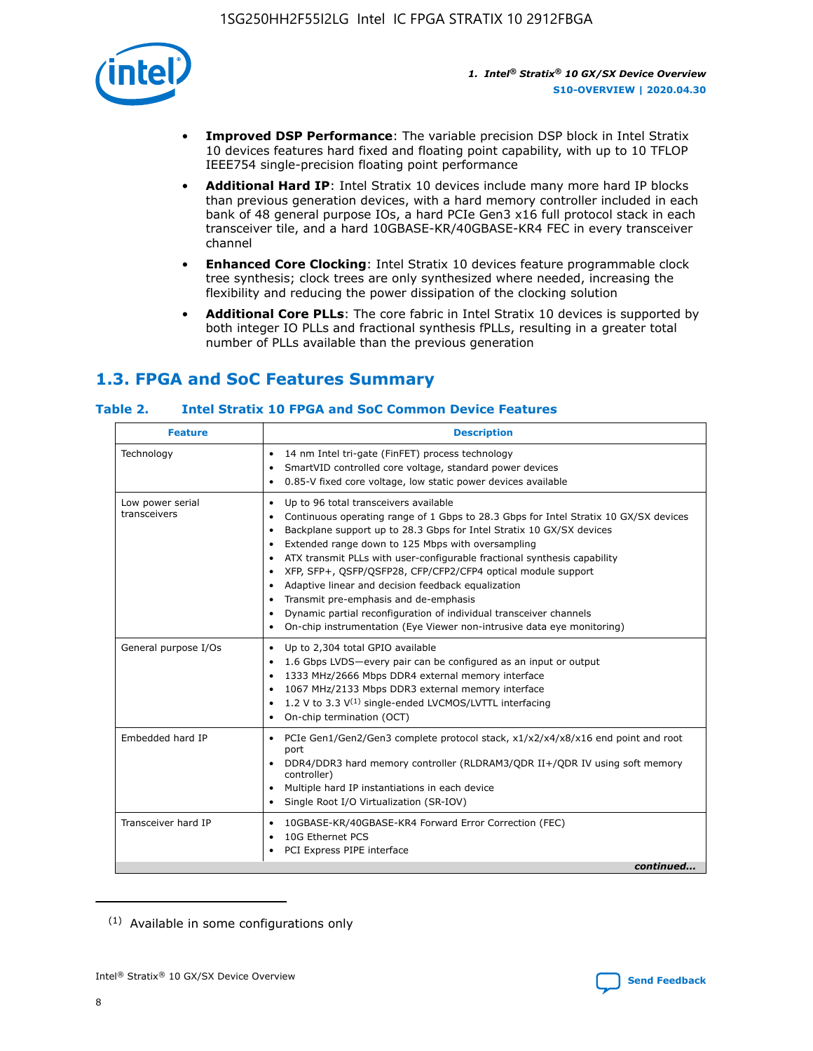- **Improved DSP Performance**: The variable precision DSP block in Intel Stratix 10 devices features hard fixed and floating point capability, with up to 10 TFLOP IEEE754 single-precision floating point performance
- **Additional Hard IP**: Intel Stratix 10 devices include many more hard IP blocks than previous generation devices, with a hard memory controller included in each bank of 48 general purpose IOs, a hard PCIe Gen3 x16 full protocol stack in each transceiver tile, and a hard 10GBASE-KR/40GBASE-KR4 FEC in every transceiver channel
- **Enhanced Core Clocking**: Intel Stratix 10 devices feature programmable clock tree synthesis; clock trees are only synthesized where needed, increasing the flexibility and reducing the power dissipation of the clocking solution
- **Additional Core PLLs**: The core fabric in Intel Stratix 10 devices is supported by both integer IO PLLs and fractional synthesis fPLLs, resulting in a greater total number of PLLs available than the previous generation

## 1.3. FPGA and SoC Features Summary

### Table 2. Intel Stratix 10 FPGA and SoC Common Device Features

| Feature | Description |
|---|---|
| Technology | • 14 nm Intel tri-gate (FinFET) process technology<br>• SmartVID controlled core voltage, standard power devices<br>• 0.85-V fixed core voltage, low static power devices available |
| Low power serial transceivers | • Up to 96 total transceivers available<br>• Continuous operating range of 1 Gbps to 28.3 Gbps for Intel Stratix 10 GX/SX devices<br>• Backplane support up to 28.3 Gbps for Intel Stratix 10 GX/SX devices<br>• Extended range down to 125 Mbps with oversampling<br>• ATX transmit PLLs with user-configurable fractional synthesis capability<br>• XFP, SFP+, QSFP/QSFP28, CFP/CFP2/CFP4 optical module support<br>• Adaptive linear and decision feedback equalization<br>• Transmit pre-emphasis and de-emphasis<br>• Dynamic partial reconfiguration of individual transceiver channels<br>• On-chip instrumentation (Eye Viewer non-intrusive data eye monitoring) |
| General purpose I/Os | • Up to 2,304 total GPIO available<br>• 1.6 Gbps LVDS—every pair can be configured as an input or output<br>• 1333 MHz/2666 Mbps DDR4 external memory interface<br>• 1067 MHz/2133 Mbps DDR3 external memory interface<br>• 1.2 V to 3.3 V[(1)] single-ended LVCMOS/LVTTL interfacing<br>• On-chip termination (OCT) |
| Embedded hard IP | • PCIe Gen1/Gen2/Gen3 complete protocol stack, x1/x2/x4/x8/x16 end point and root port<br>• DDR4/DDR3 hard memory controller (RLDRAM3/QDR II+/QDR IV using soft memory controller)<br>• Multiple hard IP instantiations in each device<br>• Single Root I/O Virtualization (SR-IOV) |
| Transceiver hard IP | • 10GBASE-KR/40GBASE-KR4 Forward Error Correction (FEC)<br>• 10G Ethernet PCS<br>• PCI Express PIPE interface |

*continued...*

(1) Available in some configurations only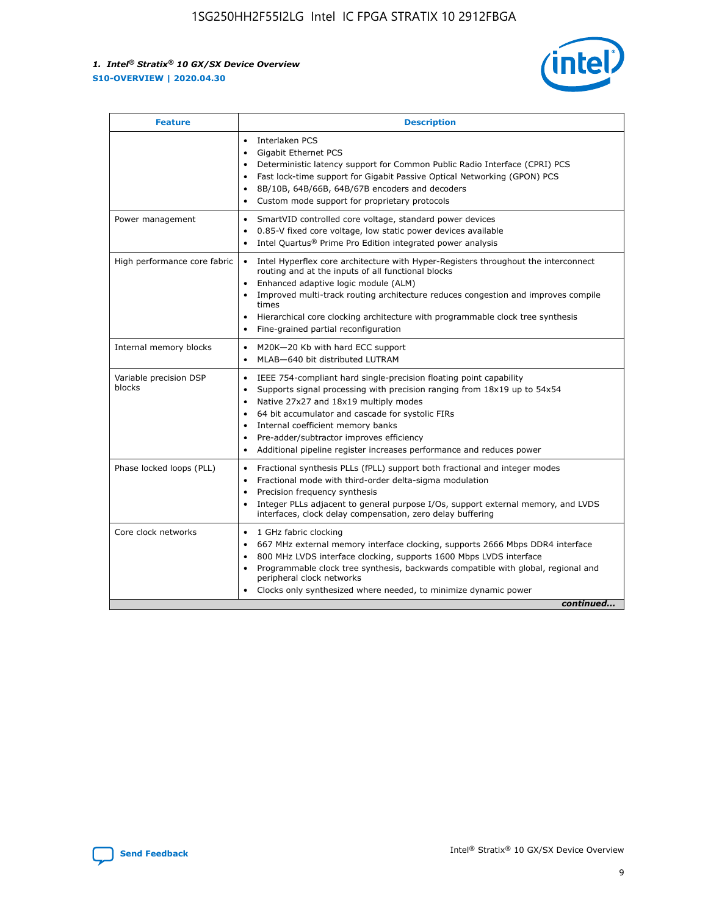| Feature | Description |
| --- | --- |
| | • Interlaken PCS<br>• Gigabit Ethernet PCS<br>• Deterministic latency support for Common Public Radio Interface (CPRI) PCS<br>• Fast lock-time support for Gigabit Passive Optical Networking (GPON) PCS<br>• 8B/10B, 64B/66B, 64B/67B encoders and decoders<br>• Custom mode support for proprietary protocols |
| Power management | • SmartVID controlled core voltage, standard power devices<br>• 0.85-V fixed core voltage, low static power devices available<br>• Intel Quartus® Prime Pro Edition integrated power analysis |
| High performance core fabric | • Intel Hyperflex core architecture with Hyper-Registers throughout the interconnect routing and at the inputs of all functional blocks<br>• Enhanced adaptive logic module (ALM)<br>• Improved multi-track routing architecture reduces congestion and improves compile times<br>• Hierarchical core clocking architecture with programmable clock tree synthesis<br>• Fine-grained partial reconfiguration |
| Internal memory blocks | • M20K—20 Kb with hard ECC support<br>• MLAB—640 bit distributed LUTRAM |
| Variable precision DSP blocks | • IEEE 754-compliant hard single-precision floating point capability<br>• Supports signal processing with precision ranging from 18x19 up to 54x54<br>• Native 27x27 and 18x19 multiply modes<br>• 64 bit accumulator and cascade for systolic FIRs<br>• Internal coefficient memory banks<br>• Pre-adder/subtractor improves efficiency<br>• Additional pipeline register increases performance and reduces power |
| Phase locked loops (PLL) | • Fractional synthesis PLLs (fPLL) support both fractional and integer modes<br>• Fractional mode with third-order delta-sigma modulation<br>• Precision frequency synthesis<br>• Integer PLLs adjacent to general purpose I/Os, support external memory, and LVDS interfaces, clock delay compensation, zero delay buffering |
| Core clock networks | • 1 GHz fabric clocking<br>• 667 MHz external memory interface clocking, supports 2666 Mbps DDR4 interface<br>• 800 MHz LVDS interface clocking, supports 1600 Mbps LVDS interface<br>• Programmable clock tree synthesis, backwards compatible with global, regional and peripheral clock networks<br>• Clocks only synthesized where needed, to minimize dynamic power |

*continued...*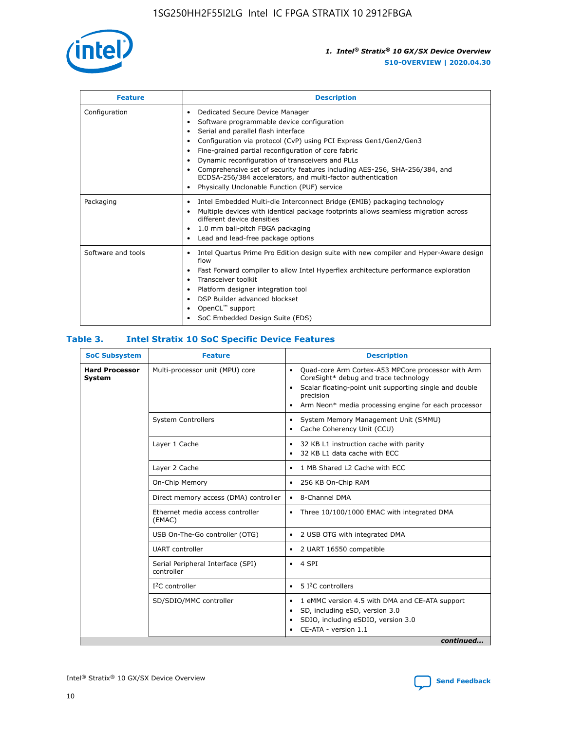| Feature | Description |
| --- | --- |
| Configuration | • Dedicated Secure Device Manager<br>• Software programmable device configuration<br>• Serial and parallel flash interface<br>• Configuration via protocol (CvP) using PCI Express Gen1/Gen2/Gen3<br>• Fine-grained partial reconfiguration of core fabric<br>• Dynamic reconfiguration of transceivers and PLLs<br>• Comprehensive set of security features including AES-256, SHA-256/384, and ECDSA-256/384 accelerators, and multi-factor authentication<br>• Physically Unclonable Function (PUF) service |
| Packaging | • Intel Embedded Multi-die Interconnect Bridge (EMIB) packaging technology<br>• Multiple devices with identical package footprints allows seamless migration across different device densities<br>• 1.0 mm ball-pitch FBGA packaging<br>• Lead and lead-free package options |
| Software and tools | • Intel Quartus Prime Pro Edition design suite with new compiler and Hyper-Aware design flow<br>• Fast Forward compiler to allow Intel Hyperflex architecture performance exploration<br>• Transceiver toolkit<br>• Platform designer integration tool<br>• DSP Builder advanced blockset<br>• OpenCL™ support<br>• SoC Embedded Design Suite (EDS) |

## Table 3. Intel Stratix 10 SoC Specific Device Features

| SoC Subsystem | Feature | Description |
| --- | --- | --- |
| **Hard Processor System** | Multi-processor unit (MPU) core | • Quad-core Arm Cortex-A53 MPCore processor with Arm CoreSight* debug and trace technology<br>• Scalar floating-point unit supporting single and double precision<br>• Arm Neon* media processing engine for each processor |
| | System Controllers | • System Memory Management Unit (SMMU)<br>• Cache Coherency Unit (CCU) |
| | Layer 1 Cache | • 32 KB L1 instruction cache with parity<br>• 32 KB L1 data cache with ECC |
| | Layer 2 Cache | • 1 MB Shared L2 Cache with ECC |
| | On-Chip Memory | • 256 KB On-Chip RAM |
| | Direct memory access (DMA) controller | • 8-Channel DMA |
| | Ethernet media access controller (EMAC) | • Three 10/100/1000 EMAC with integrated DMA |
| | USB On-The-Go controller (OTG) | • 2 USB OTG with integrated DMA |
| | UART controller | • 2 UART 16550 compatible |
| | Serial Peripheral Interface (SPI) controller | • 4 SPI |
| | I²C controller | • 5 I²C controllers |
| | SD/SDIO/MMC controller | • 1 eMMC version 4.5 with DMA and CE-ATA support<br>• SD, including eSD, version 3.0<br>• SDIO, including eSDIO, version 3.0<br>• CE-ATA - version 1.1 |

*continued...*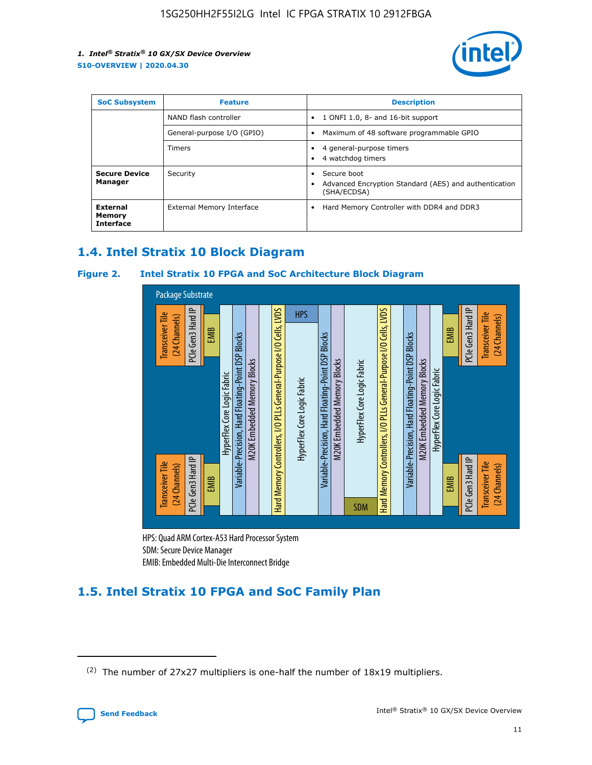| SoC Subsystem | Feature | Description |
| --- | --- | --- |
| | NAND flash controller | • 1 ONFI 1.0, 8- and 16-bit support |
| | General-purpose I/O (GPIO) | • Maximum of 48 software programmable GPIO |
| | Timers | • 4 general-purpose timers<br>• 4 watchdog timers |
| **Secure Device Manager** | Security | • Secure boot<br>• Advanced Encryption Standard (AES) and authentication (SHA/ECDSA) |
| **External Memory Interface** | External Memory Interface | • Hard Memory Controller with DDR4 and DDR3 |

## 1.4. Intel Stratix 10 Block Diagram

### Figure 2. Intel Stratix 10 FPGA and SoC Architecture Block Diagram

Package Substrate

Transceiver Tile (24 Channels) | PCIe Gen3 Hard IP | EMIB | HyperFlex Core Logic Fabric | Variable-Precision, Hard Floating-Point DSP Blocks | M20K Embedded Memory Blocks | Hard Memory Controllers, I/O PLLs General-Purpose I/O Cells, LVDS | HPS | HyperFlex Core Logic Fabric | Variable-Precision, Hard Floating-Point DSP Blocks | M20K Embedded Memory Blocks | HyperFlex Core Logic Fabric | SDM | Hard Memory Controllers, I/O PLLs General-Purpose I/O Cells, LVDS | Variable-Precision, Hard Floating-Point DSP Blocks | M20K Embedded Memory Blocks | HyperFlex Core Logic Fabric | EMIB | PCIe Gen3 Hard IP | Transceiver Tile (24 Channels)

HPS: Quad ARM Cortex-A53 Hard Processor System
SDM: Secure Device Manager
EMIB: Embedded Multi-Die Interconnect Bridge

## 1.5. Intel Stratix 10 FPGA and SoC Family Plan

(2) The number of 27x27 multipliers is one-half the number of 18x19 multipliers.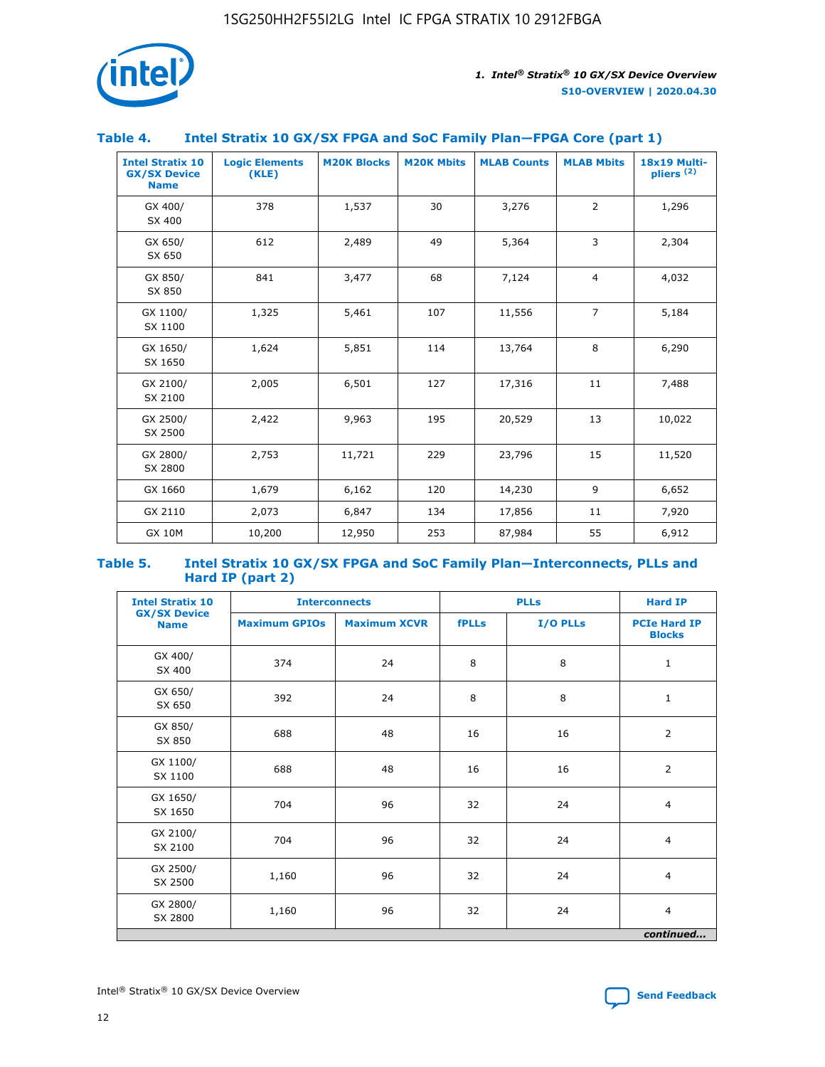## Table 4. Intel Stratix 10 GX/SX FPGA and SoC Family Plan—FPGA Core (part 1)

| Intel Stratix 10 GX/SX Device Name | Logic Elements (KLE) | M20K Blocks | M20K Mbits | MLAB Counts | MLAB Mbits | 18x19 Multipliers (2) |
|---|---|---|---|---|---|---|
| GX 400/ SX 400 | 378 | 1,537 | 30 | 3,276 | 2 | 1,296 |
| GX 650/ SX 650 | 612 | 2,489 | 49 | 5,364 | 3 | 2,304 |
| GX 850/ SX 850 | 841 | 3,477 | 68 | 7,124 | 4 | 4,032 |
| GX 1100/ SX 1100 | 1,325 | 5,461 | 107 | 11,556 | 7 | 5,184 |
| GX 1650/ SX 1650 | 1,624 | 5,851 | 114 | 13,764 | 8 | 6,290 |
| GX 2100/ SX 2100 | 2,005 | 6,501 | 127 | 17,316 | 11 | 7,488 |
| GX 2500/ SX 2500 | 2,422 | 9,963 | 195 | 20,529 | 13 | 10,022 |
| GX 2800/ SX 2800 | 2,753 | 11,721 | 229 | 23,796 | 15 | 11,520 |
| GX 1660 | 1,679 | 6,162 | 120 | 14,230 | 9 | 6,652 |
| GX 2110 | 2,073 | 6,847 | 134 | 17,856 | 11 | 7,920 |
| GX 10M | 10,200 | 12,950 | 253 | 87,984 | 55 | 6,912 |

## Table 5. Intel Stratix 10 GX/SX FPGA and SoC Family Plan—Interconnects, PLLs and Hard IP (part 2)

| Intel Stratix 10 GX/SX Device Name | Interconnects | | PLLs | | Hard IP |
|---|---|---|---|---|---|
| | Maximum GPIOs | Maximum XCVR | fPLLs | I/O PLLs | PCIe Hard IP Blocks |
| GX 400/ SX 400 | 374 | 24 | 8 | 8 | 1 |
| GX 650/ SX 650 | 392 | 24 | 8 | 8 | 1 |
| GX 850/ SX 850 | 688 | 48 | 16 | 16 | 2 |
| GX 1100/ SX 1100 | 688 | 48 | 16 | 16 | 2 |
| GX 1650/ SX 1650 | 704 | 96 | 32 | 24 | 4 |
| GX 2100/ SX 2100 | 704 | 96 | 32 | 24 | 4 |
| GX 2500/ SX 2500 | 1,160 | 96 | 32 | 24 | 4 |
| GX 2800/ SX 2800 | 1,160 | 96 | 32 | 24 | 4 |

*continued...*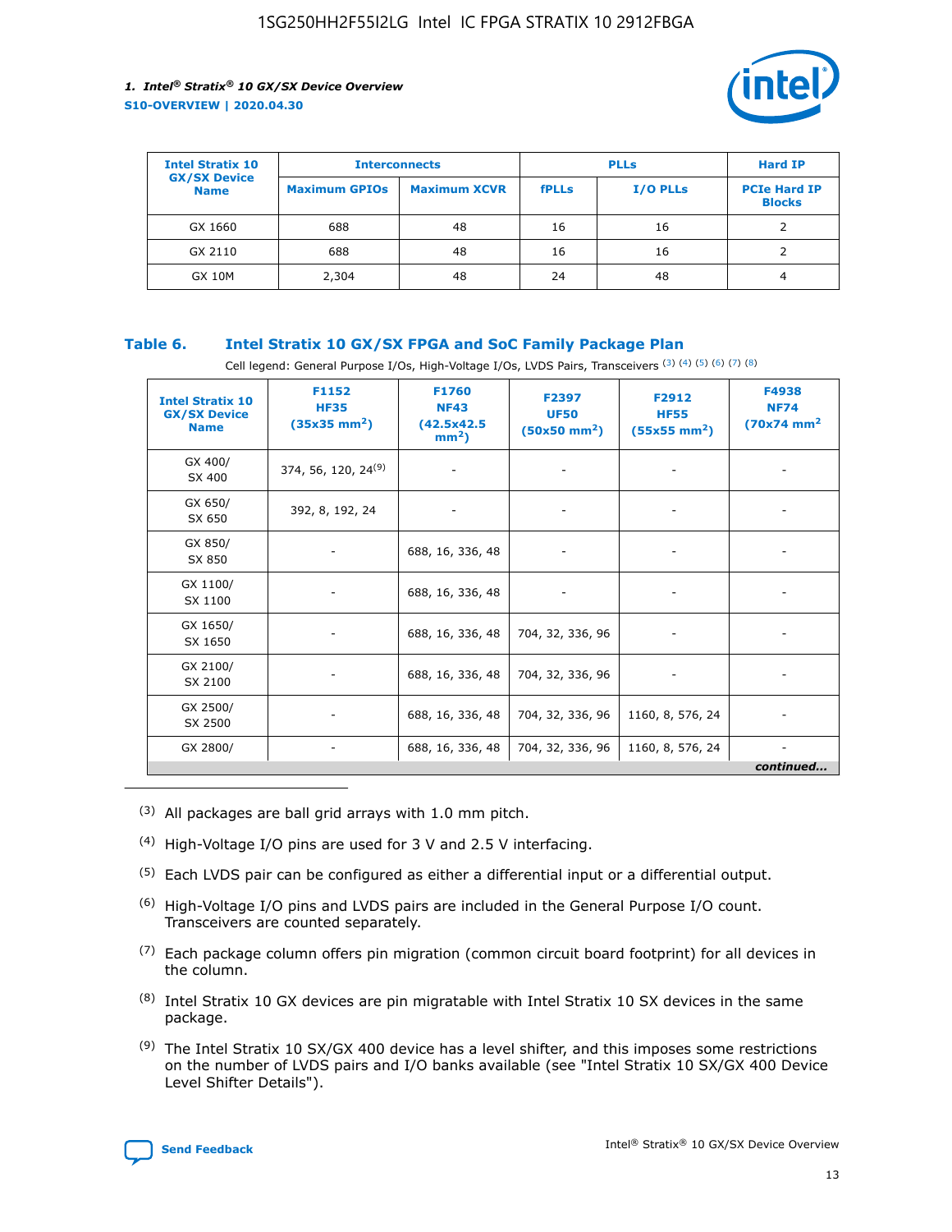| Intel Stratix 10 GX/SX Device Name | Interconnects | | PLLs | | Hard IP |
|---|---|---|---|---|---|
| | Maximum GPIOs | Maximum XCVR | fPLLs | I/O PLLs | PCIe Hard IP Blocks |
| GX 1660 | 688 | 48 | 16 | 16 | 2 |
| GX 2110 | 688 | 48 | 16 | 16 | 2 |
| GX 10M | 2,304 | 48 | 24 | 48 | 4 |

**Table 6. Intel Stratix 10 GX/SX FPGA and SoC Family Package Plan**

Cell legend: General Purpose I/Os, High-Voltage I/Os, LVDS Pairs, Transceivers (3) (4) (5) (6) (7) (8)

| Intel Stratix 10 GX/SX Device Name | F1152 HF35 (35x35 mm²) | F1760 NF43 (42.5x42.5 mm²) | F2397 UF50 (50x50 mm²) | F2912 HF55 (55x55 mm²) | F4938 NF74 (70x74 mm² |
|---|---|---|---|---|---|
| GX 400/ SX 400 | 374, 56, 120, 24[9] | - | - | - | - |
| GX 650/ SX 650 | 392, 8, 192, 24 | - | - | - | - |
| GX 850/ SX 850 | - | 688, 16, 336, 48 | - | - | - |
| GX 1100/ SX 1100 | - | 688, 16, 336, 48 | - | - | - |
| GX 1650/ SX 1650 | - | 688, 16, 336, 48 | 704, 32, 336, 96 | - | - |
| GX 2100/ SX 2100 | - | 688, 16, 336, 48 | 704, 32, 336, 96 | - | - |
| GX 2500/ SX 2500 | - | 688, 16, 336, 48 | 704, 32, 336, 96 | 1160, 8, 576, 24 | - |
| GX 2800/ | - | 688, 16, 336, 48 | 704, 32, 336, 96 | 1160, 8, 576, 24 | - |

*continued...*

(3) All packages are ball grid arrays with 1.0 mm pitch.

(4) High-Voltage I/O pins are used for 3 V and 2.5 V interfacing.

(5) Each LVDS pair can be configured as either a differential input or a differential output.

(6) High-Voltage I/O pins and LVDS pairs are included in the General Purpose I/O count. Transceivers are counted separately.

(7) Each package column offers pin migration (common circuit board footprint) for all devices in the column.

(8) Intel Stratix 10 GX devices are pin migratable with Intel Stratix 10 SX devices in the same package.

(9) The Intel Stratix 10 SX/GX 400 device has a level shifter, and this imposes some restrictions on the number of LVDS pairs and I/O banks available (see "Intel Stratix 10 SX/GX 400 Device Level Shifter Details").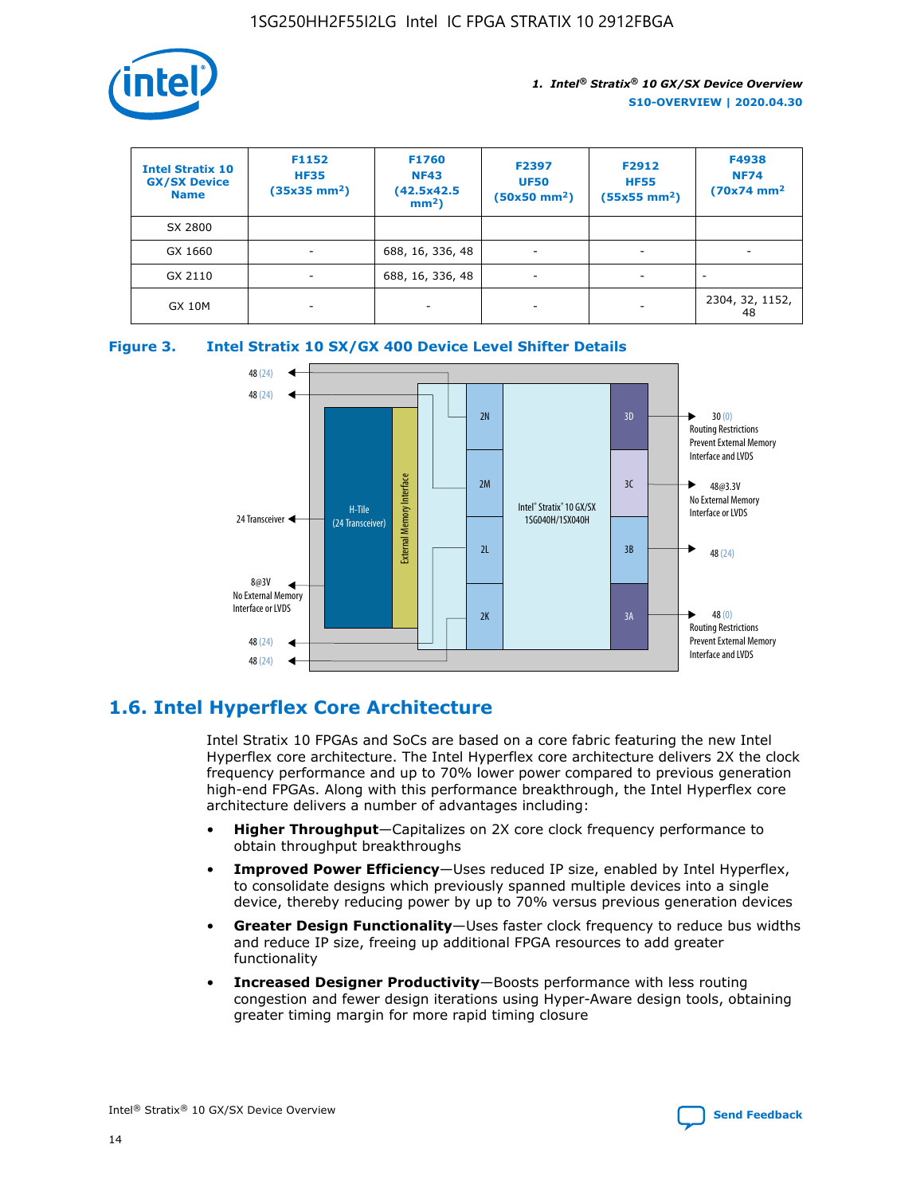| Intel Stratix 10 GX/SX Device Name | F1152 HF35 (35x35 mm²) | F1760 NF43 (42.5x42.5 mm²) | F2397 UF50 (50x50 mm²) | F2912 HF55 (55x55 mm²) | F4938 NF74 (70x74 mm² |
| --- | --- | --- | --- | --- | --- |
| SX 2800 | | | | | |
| GX 1660 | - | 688, 16, 336, 48 | - | - | - |
| GX 2110 | - | 688, 16, 336, 48 | - | - | - |
| GX 10M | - | - | - | - | 2304, 32, 1152, 48 |

**Figure 3. Intel Stratix 10 SX/GX 400 Device Level Shifter Details**

## 1.6. Intel Hyperflex Core Architecture

Intel Stratix 10 FPGAs and SoCs are based on a core fabric featuring the new Intel Hyperflex core architecture. The Intel Hyperflex core architecture delivers 2X the clock frequency performance and up to 70% lower power compared to previous generation high-end FPGAs. Along with this performance breakthrough, the Intel Hyperflex core architecture delivers a number of advantages including:

- **Higher Throughput**—Capitalizes on 2X core clock frequency performance to obtain throughput breakthroughs
- **Improved Power Efficiency**—Uses reduced IP size, enabled by Intel Hyperflex, to consolidate designs which previously spanned multiple devices into a single device, thereby reducing power by up to 70% versus previous generation devices
- **Greater Design Functionality**—Uses faster clock frequency to reduce bus widths and reduce IP size, freeing up additional FPGA resources to add greater functionality
- **Increased Designer Productivity**—Boosts performance with less routing congestion and fewer design iterations using Hyper-Aware design tools, obtaining greater timing margin for more rapid timing closure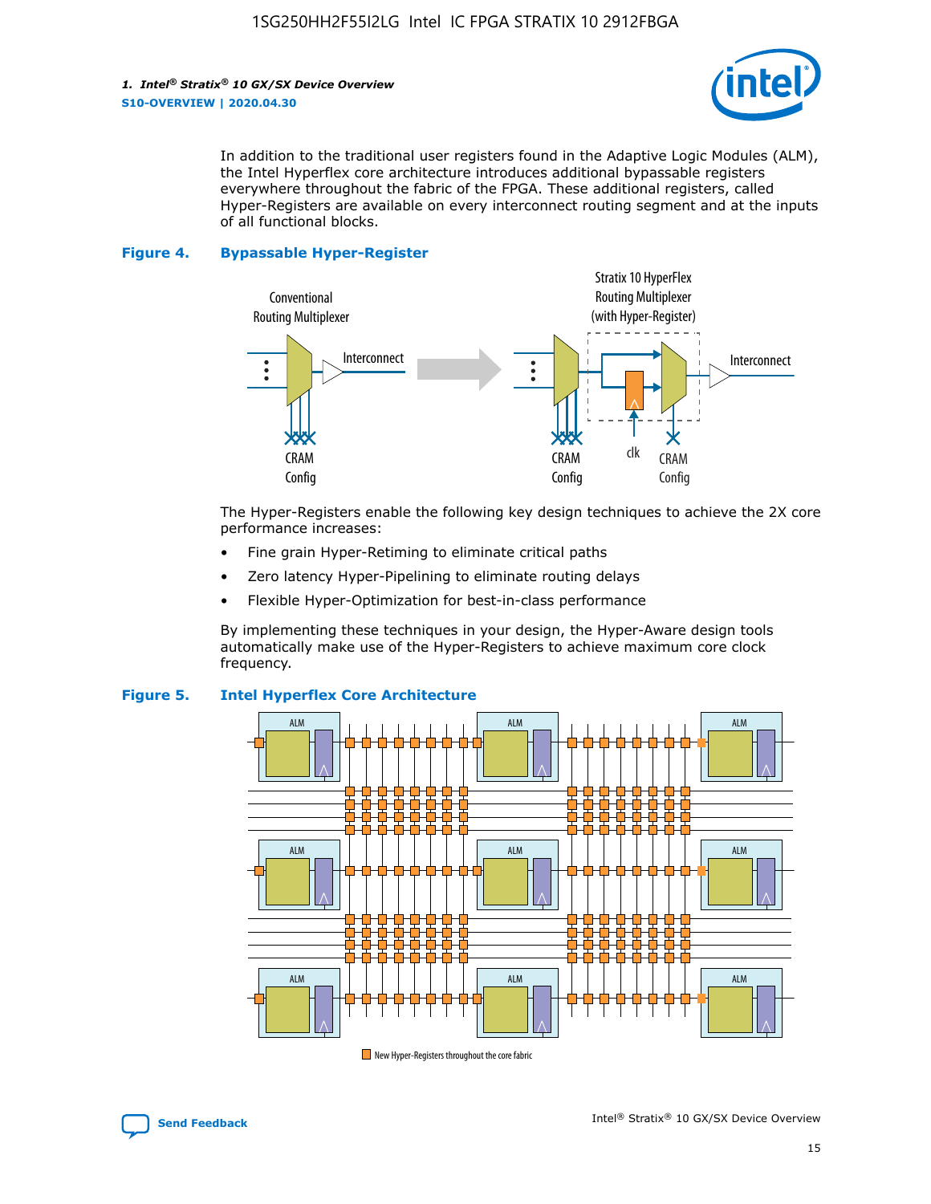In addition to the traditional user registers found in the Adaptive Logic Modules (ALM), the Intel Hyperflex core architecture introduces additional bypassable registers everywhere throughout the fabric of the FPGA. These additional registers, called Hyper-Registers are available on every interconnect routing segment and at the inputs of all functional blocks.

**Figure 4. Bypassable Hyper-Register**

The Hyper-Registers enable the following key design techniques to achieve the 2X core performance increases:

- Fine grain Hyper-Retiming to eliminate critical paths
- Zero latency Hyper-Pipelining to eliminate routing delays
- Flexible Hyper-Optimization for best-in-class performance

By implementing these techniques in your design, the Hyper-Aware design tools automatically make use of the Hyper-Registers to achieve maximum core clock frequency.

**Figure 5. Intel Hyperflex Core Architecture**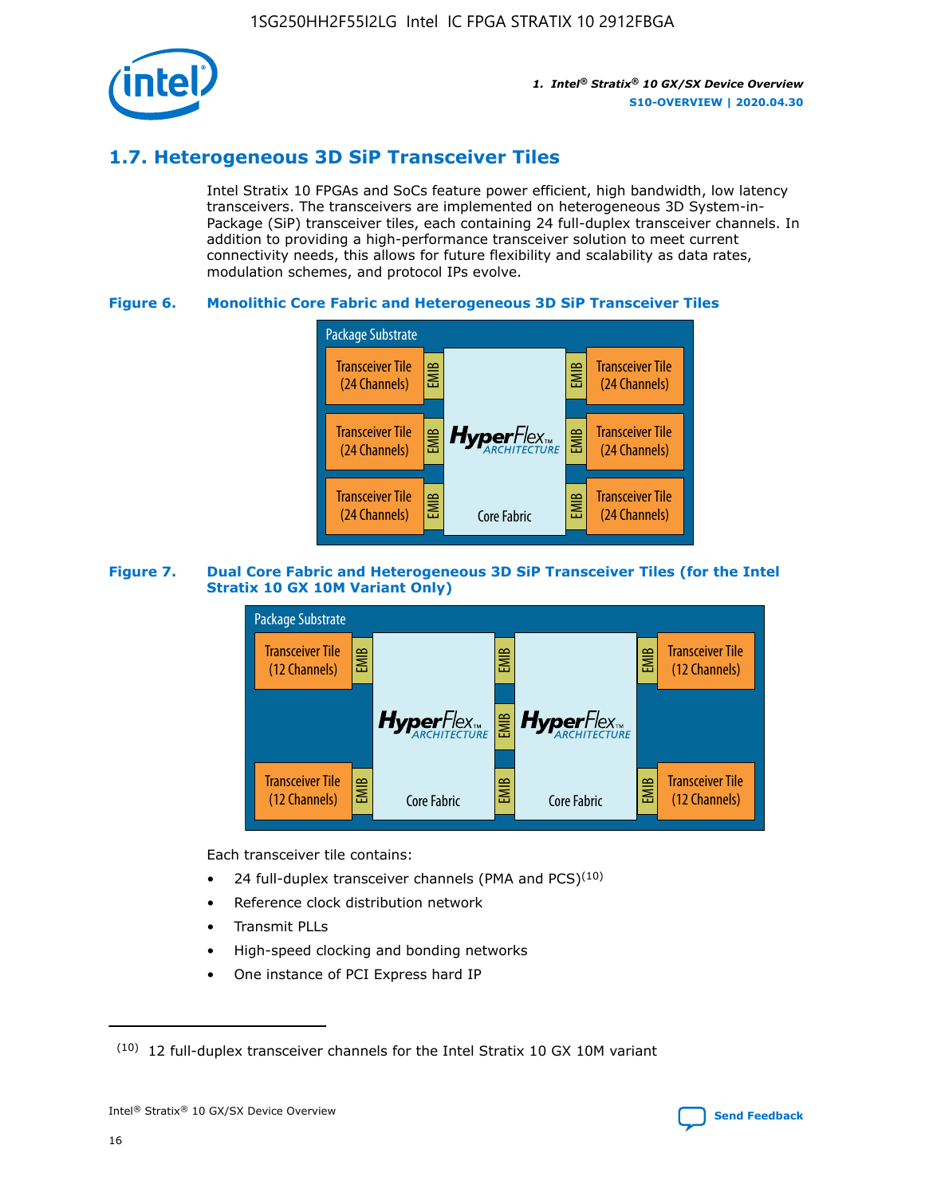## 1.7. Heterogeneous 3D SiP Transceiver Tiles

Intel Stratix 10 FPGAs and SoCs feature power efficient, high bandwidth, low latency transceivers. The transceivers are implemented on heterogeneous 3D System-in-Package (SiP) transceiver tiles, each containing 24 full-duplex transceiver channels. In addition to providing a high-performance transceiver solution to meet current connectivity needs, this allows for future flexibility and scalability as data rates, modulation schemes, and protocol IPs evolve.

**Figure 6. Monolithic Core Fabric and Heterogeneous 3D SiP Transceiver Tiles**

Package Substrate

Transceiver Tile (24 Channels) | EMIB | HyperFlex ARCHITECTURE Core Fabric | EMIB | Transceiver Tile (24 Channels)

Transceiver Tile (24 Channels) | EMIB | | EMIB | Transceiver Tile (24 Channels)

Transceiver Tile (24 Channels) | EMIB | | EMIB | Transceiver Tile (24 Channels)

**Figure 7. Dual Core Fabric and Heterogeneous 3D SiP Transceiver Tiles (for the Intel Stratix 10 GX 10M Variant Only)**

Package Substrate

Transceiver Tile (12 Channels) | EMIB | HyperFlex ARCHITECTURE Core Fabric | EMIB | HyperFlex ARCHITECTURE Core Fabric | EMIB | Transceiver Tile (12 Channels)

Transceiver Tile (12 Channels) | EMIB | | EMIB | | EMIB | Transceiver Tile (12 Channels)

Each transceiver tile contains:

- 24 full-duplex transceiver channels (PMA and PCS)[10]
- Reference clock distribution network
- Transmit PLLs
- High-speed clocking and bonding networks
- One instance of PCI Express hard IP

(10) 12 full-duplex transceiver channels for the Intel Stratix 10 GX 10M variant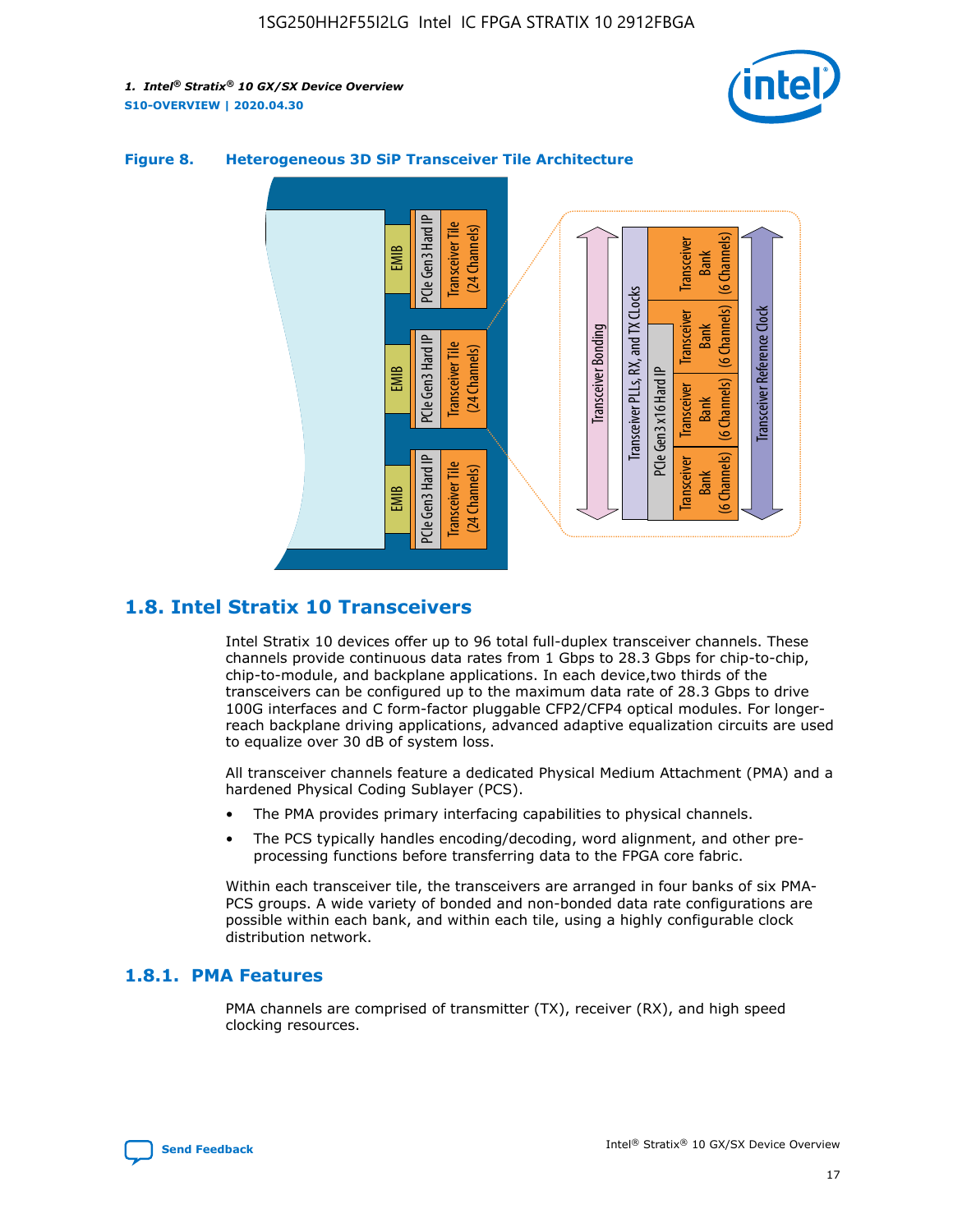**Figure 8. Heterogeneous 3D SiP Transceiver Tile Architecture**

## 1.8. Intel Stratix 10 Transceivers

Intel Stratix 10 devices offer up to 96 total full-duplex transceiver channels. These channels provide continuous data rates from 1 Gbps to 28.3 Gbps for chip-to-chip, chip-to-module, and backplane applications. In each device,two thirds of the transceivers can be configured up to the maximum data rate of 28.3 Gbps to drive 100G interfaces and C form-factor pluggable CFP2/CFP4 optical modules. For longer-reach backplane driving applications, advanced adaptive equalization circuits are used to equalize over 30 dB of system loss.

All transceiver channels feature a dedicated Physical Medium Attachment (PMA) and a hardened Physical Coding Sublayer (PCS).

- The PMA provides primary interfacing capabilities to physical channels.
- The PCS typically handles encoding/decoding, word alignment, and other pre-processing functions before transferring data to the FPGA core fabric.

Within each transceiver tile, the transceivers are arranged in four banks of six PMA-PCS groups. A wide variety of bonded and non-bonded data rate configurations are possible within each bank, and within each tile, using a highly configurable clock distribution network.

### 1.8.1. PMA Features

PMA channels are comprised of transmitter (TX), receiver (RX), and high speed clocking resources.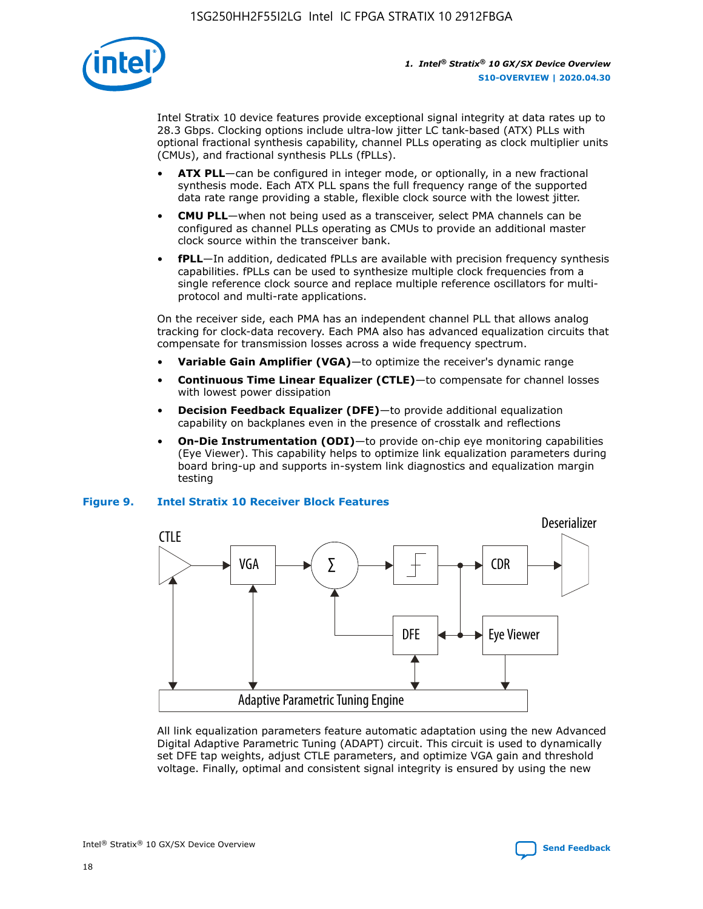Intel Stratix 10 device features provide exceptional signal integrity at data rates up to 28.3 Gbps. Clocking options include ultra-low jitter LC tank-based (ATX) PLLs with optional fractional synthesis capability, channel PLLs operating as clock multiplier units (CMUs), and fractional synthesis PLLs (fPLLs).

- **ATX PLL**—can be configured in integer mode, or optionally, in a new fractional synthesis mode. Each ATX PLL spans the full frequency range of the supported data rate range providing a stable, flexible clock source with the lowest jitter.
- **CMU PLL**—when not being used as a transceiver, select PMA channels can be configured as channel PLLs operating as CMUs to provide an additional master clock source within the transceiver bank.
- **fPLL**—In addition, dedicated fPLLs are available with precision frequency synthesis capabilities. fPLLs can be used to synthesize multiple clock frequencies from a single reference clock source and replace multiple reference oscillators for multi-protocol and multi-rate applications.

On the receiver side, each PMA has an independent channel PLL that allows analog tracking for clock-data recovery. Each PMA also has advanced equalization circuits that compensate for transmission losses across a wide frequency spectrum.

- **Variable Gain Amplifier (VGA)**—to optimize the receiver's dynamic range
- **Continuous Time Linear Equalizer (CTLE)**—to compensate for channel losses with lowest power dissipation
- **Decision Feedback Equalizer (DFE)**—to provide additional equalization capability on backplanes even in the presence of crosstalk and reflections
- **On-Die Instrumentation (ODI)**—to provide on-chip eye monitoring capabilities (Eye Viewer). This capability helps to optimize link equalization parameters during board bring-up and supports in-system link diagnostics and equalization margin testing

**Figure 9. Intel Stratix 10 Receiver Block Features**

All link equalization parameters feature automatic adaptation using the new Advanced Digital Adaptive Parametric Tuning (ADAPT) circuit. This circuit is used to dynamically set DFE tap weights, adjust CTLE parameters, and optimize VGA gain and threshold voltage. Finally, optimal and consistent signal integrity is ensured by using the new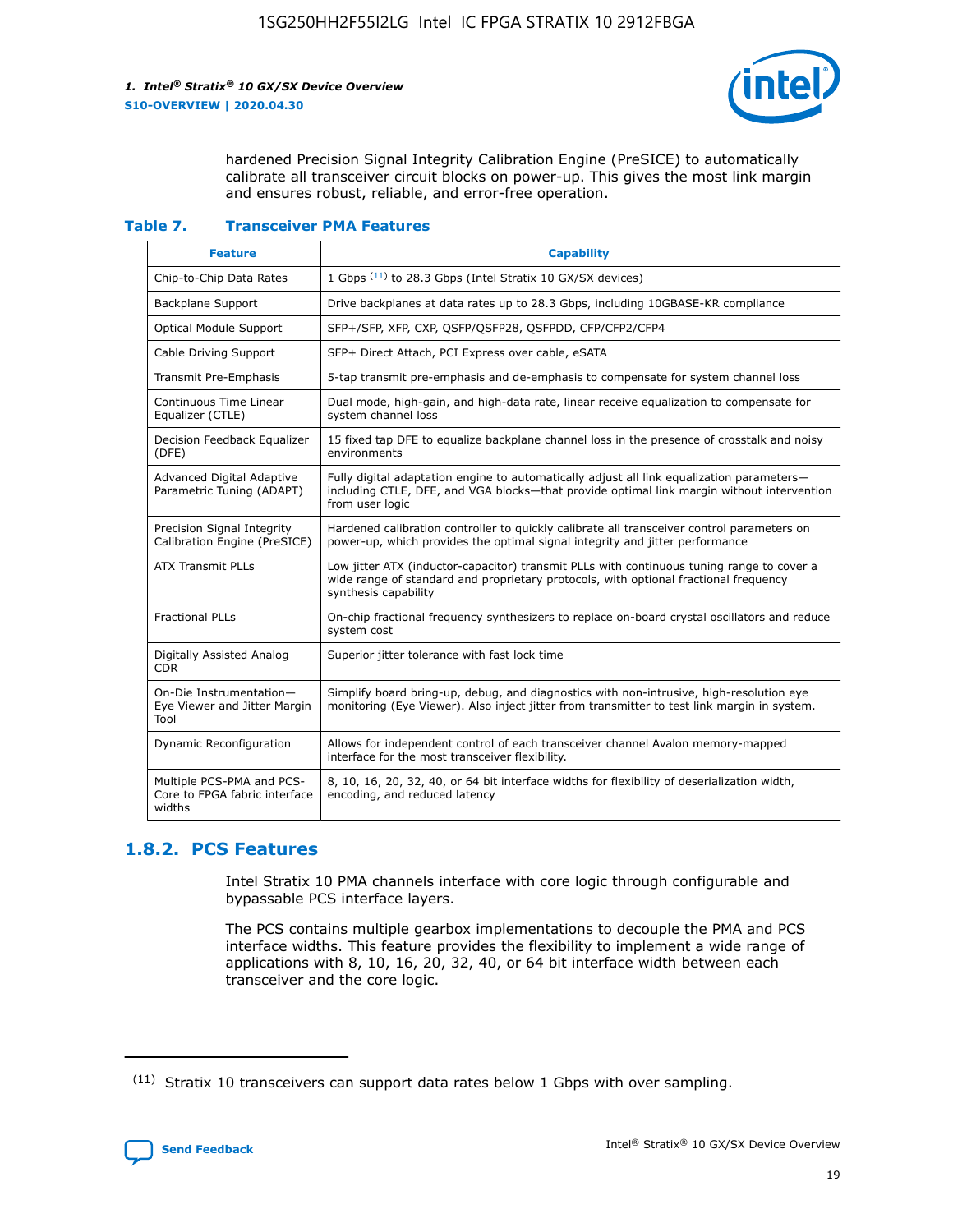hardened Precision Signal Integrity Calibration Engine (PreSICE) to automatically calibrate all transceiver circuit blocks on power-up. This gives the most link margin and ensures robust, reliable, and error-free operation.

**Table 7. Transceiver PMA Features**

| Feature | Capability |
|---|---|
| Chip-to-Chip Data Rates | 1 Gbps [11] to 28.3 Gbps (Intel Stratix 10 GX/SX devices) |
| Backplane Support | Drive backplanes at data rates up to 28.3 Gbps, including 10GBASE-KR compliance |
| Optical Module Support | SFP+/SFP, XFP, CXP, QSFP/QSFP28, QSFPDD, CFP/CFP2/CFP4 |
| Cable Driving Support | SFP+ Direct Attach, PCI Express over cable, eSATA |
| Transmit Pre-Emphasis | 5-tap transmit pre-emphasis and de-emphasis to compensate for system channel loss |
| Continuous Time Linear Equalizer (CTLE) | Dual mode, high-gain, and high-data rate, linear receive equalization to compensate for system channel loss |
| Decision Feedback Equalizer (DFE) | 15 fixed tap DFE to equalize backplane channel loss in the presence of crosstalk and noisy environments |
| Advanced Digital Adaptive Parametric Tuning (ADAPT) | Fully digital adaptation engine to automatically adjust all link equalization parameters—including CTLE, DFE, and VGA blocks—that provide optimal link margin without intervention from user logic |
| Precision Signal Integrity Calibration Engine (PreSICE) | Hardened calibration controller to quickly calibrate all transceiver control parameters on power-up, which provides the optimal signal integrity and jitter performance |
| ATX Transmit PLLs | Low jitter ATX (inductor-capacitor) transmit PLLs with continuous tuning range to cover a wide range of standard and proprietary protocols, with optional fractional frequency synthesis capability |
| Fractional PLLs | On-chip fractional frequency synthesizers to replace on-board crystal oscillators and reduce system cost |
| Digitally Assisted Analog CDR | Superior jitter tolerance with fast lock time |
| On-Die Instrumentation—Eye Viewer and Jitter Margin Tool | Simplify board bring-up, debug, and diagnostics with non-intrusive, high-resolution eye monitoring (Eye Viewer). Also inject jitter from transmitter to test link margin in system. |
| Dynamic Reconfiguration | Allows for independent control of each transceiver channel Avalon memory-mapped interface for the most transceiver flexibility. |
| Multiple PCS-PMA and PCS-Core to FPGA fabric interface widths | 8, 10, 16, 20, 32, 40, or 64 bit interface widths for flexibility of deserialization width, encoding, and reduced latency |

## 1.8.2. PCS Features

Intel Stratix 10 PMA channels interface with core logic through configurable and bypassable PCS interface layers.

The PCS contains multiple gearbox implementations to decouple the PMA and PCS interface widths. This feature provides the flexibility to implement a wide range of applications with 8, 10, 16, 20, 32, 40, or 64 bit interface width between each transceiver and the core logic.

---

(11) Stratix 10 transceivers can support data rates below 1 Gbps with over sampling.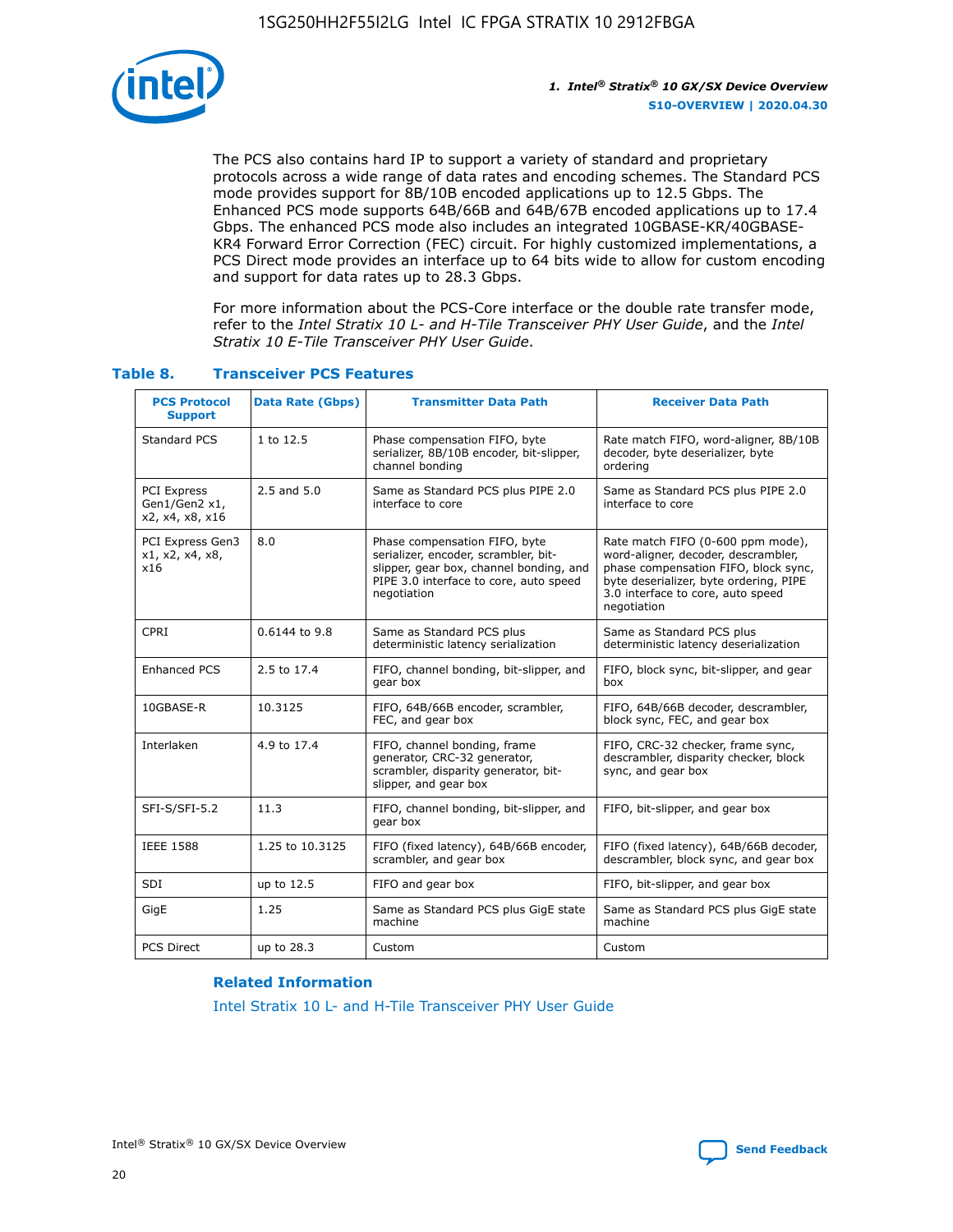The PCS also contains hard IP to support a variety of standard and proprietary protocols across a wide range of data rates and encoding schemes. The Standard PCS mode provides support for 8B/10B encoded applications up to 12.5 Gbps. The Enhanced PCS mode supports 64B/66B and 64B/67B encoded applications up to 17.4 Gbps. The enhanced PCS mode also includes an integrated 10GBASE-KR/40GBASE-KR4 Forward Error Correction (FEC) circuit. For highly customized implementations, a PCS Direct mode provides an interface up to 64 bits wide to allow for custom encoding and support for data rates up to 28.3 Gbps.

For more information about the PCS-Core interface or the double rate transfer mode, refer to the *Intel Stratix 10 L- and H-Tile Transceiver PHY User Guide*, and the *Intel Stratix 10 E-Tile Transceiver PHY User Guide*.

### Table 8. Transceiver PCS Features

| PCS Protocol Support | Data Rate (Gbps) | Transmitter Data Path | Receiver Data Path |
|---|---|---|---|
| Standard PCS | 1 to 12.5 | Phase compensation FIFO, byte serializer, 8B/10B encoder, bit-slipper, channel bonding | Rate match FIFO, word-aligner, 8B/10B decoder, byte deserializer, byte ordering |
| PCI Express Gen1/Gen2 x1, x2, x4, x8, x16 | 2.5 and 5.0 | Same as Standard PCS plus PIPE 2.0 interface to core | Same as Standard PCS plus PIPE 2.0 interface to core |
| PCI Express Gen3 x1, x2, x4, x8, x16 | 8.0 | Phase compensation FIFO, byte serializer, encoder, scrambler, bit-slipper, gear box, channel bonding, and PIPE 3.0 interface to core, auto speed negotiation | Rate match FIFO (0-600 ppm mode), word-aligner, decoder, descrambler, phase compensation FIFO, block sync, byte deserializer, byte ordering, PIPE 3.0 interface to core, auto speed negotiation |
| CPRI | 0.6144 to 9.8 | Same as Standard PCS plus deterministic latency serialization | Same as Standard PCS plus deterministic latency deserialization |
| Enhanced PCS | 2.5 to 17.4 | FIFO, channel bonding, bit-slipper, and gear box | FIFO, block sync, bit-slipper, and gear box |
| 10GBASE-R | 10.3125 | FIFO, 64B/66B encoder, scrambler, FEC, and gear box | FIFO, 64B/66B decoder, descrambler, block sync, FEC, and gear box |
| Interlaken | 4.9 to 17.4 | FIFO, channel bonding, frame generator, CRC-32 generator, scrambler, disparity generator, bit-slipper, and gear box | FIFO, CRC-32 checker, frame sync, descrambler, disparity checker, block sync, and gear box |
| SFI-S/SFI-5.2 | 11.3 | FIFO, channel bonding, bit-slipper, and gear box | FIFO, bit-slipper, and gear box |
| IEEE 1588 | 1.25 to 10.3125 | FIFO (fixed latency), 64B/66B encoder, scrambler, and gear box | FIFO (fixed latency), 64B/66B decoder, descrambler, block sync, and gear box |
| SDI | up to 12.5 | FIFO and gear box | FIFO, bit-slipper, and gear box |
| GigE | 1.25 | Same as Standard PCS plus GigE state machine | Same as Standard PCS plus GigE state machine |
| PCS Direct | up to 28.3 | Custom | Custom |

#### Related Information

Intel Stratix 10 L- and H-Tile Transceiver PHY User Guide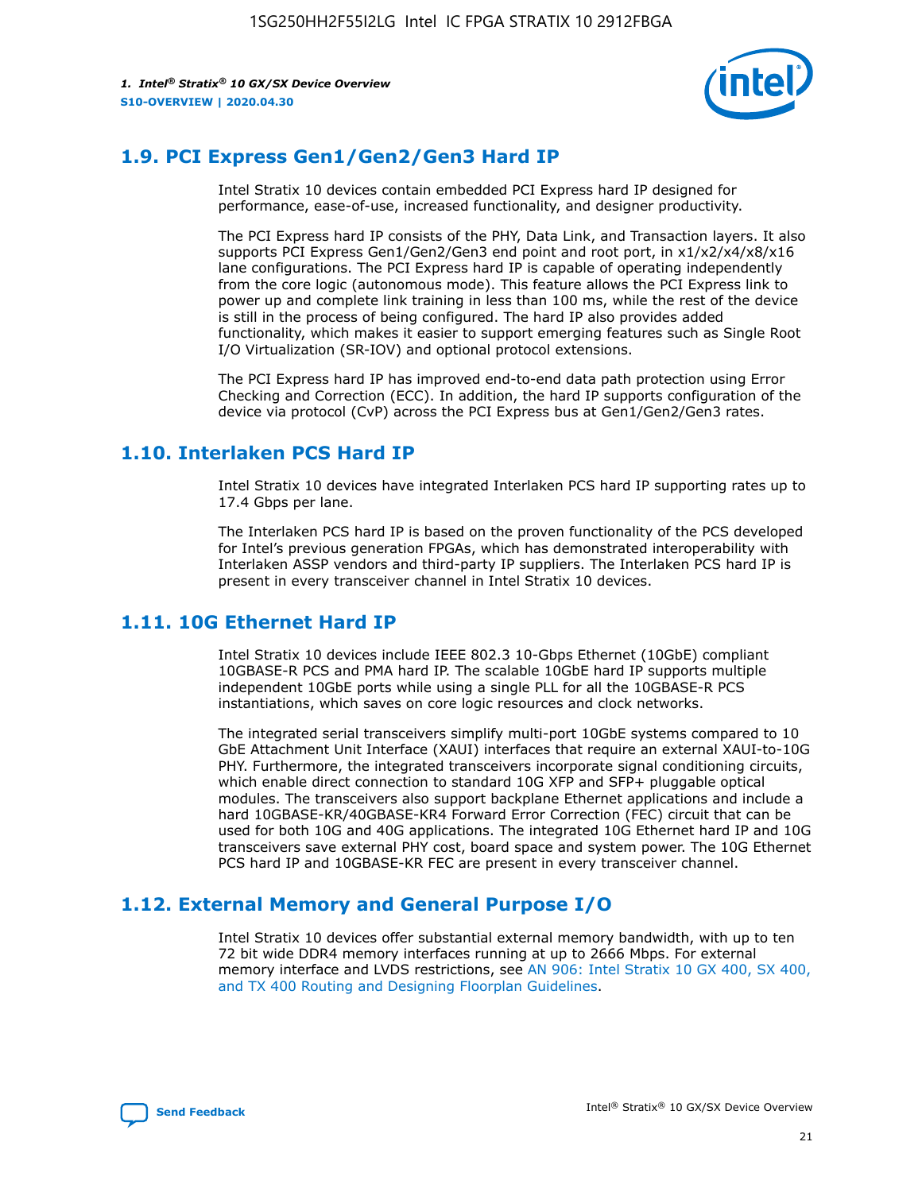## 1.9. PCI Express Gen1/Gen2/Gen3 Hard IP

Intel Stratix 10 devices contain embedded PCI Express hard IP designed for performance, ease-of-use, increased functionality, and designer productivity.

The PCI Express hard IP consists of the PHY, Data Link, and Transaction layers. It also supports PCI Express Gen1/Gen2/Gen3 end point and root port, in x1/x2/x4/x8/x16 lane configurations. The PCI Express hard IP is capable of operating independently from the core logic (autonomous mode). This feature allows the PCI Express link to power up and complete link training in less than 100 ms, while the rest of the device is still in the process of being configured. The hard IP also provides added functionality, which makes it easier to support emerging features such as Single Root I/O Virtualization (SR-IOV) and optional protocol extensions.

The PCI Express hard IP has improved end-to-end data path protection using Error Checking and Correction (ECC). In addition, the hard IP supports configuration of the device via protocol (CvP) across the PCI Express bus at Gen1/Gen2/Gen3 rates.

## 1.10. Interlaken PCS Hard IP

Intel Stratix 10 devices have integrated Interlaken PCS hard IP supporting rates up to 17.4 Gbps per lane.

The Interlaken PCS hard IP is based on the proven functionality of the PCS developed for Intel's previous generation FPGAs, which has demonstrated interoperability with Interlaken ASSP vendors and third-party IP suppliers. The Interlaken PCS hard IP is present in every transceiver channel in Intel Stratix 10 devices.

## 1.11. 10G Ethernet Hard IP

Intel Stratix 10 devices include IEEE 802.3 10-Gbps Ethernet (10GbE) compliant 10GBASE-R PCS and PMA hard IP. The scalable 10GbE hard IP supports multiple independent 10GbE ports while using a single PLL for all the 10GBASE-R PCS instantiations, which saves on core logic resources and clock networks.

The integrated serial transceivers simplify multi-port 10GbE systems compared to 10 GbE Attachment Unit Interface (XAUI) interfaces that require an external XAUI-to-10G PHY. Furthermore, the integrated transceivers incorporate signal conditioning circuits, which enable direct connection to standard 10G XFP and SFP+ pluggable optical modules. The transceivers also support backplane Ethernet applications and include a hard 10GBASE-KR/40GBASE-KR4 Forward Error Correction (FEC) circuit that can be used for both 10G and 40G applications. The integrated 10G Ethernet hard IP and 10G transceivers save external PHY cost, board space and system power. The 10G Ethernet PCS hard IP and 10GBASE-KR FEC are present in every transceiver channel.

## 1.12. External Memory and General Purpose I/O

Intel Stratix 10 devices offer substantial external memory bandwidth, with up to ten 72 bit wide DDR4 memory interfaces running at up to 2666 Mbps. For external memory interface and LVDS restrictions, see AN 906: Intel Stratix 10 GX 400, SX 400, and TX 400 Routing and Designing Floorplan Guidelines.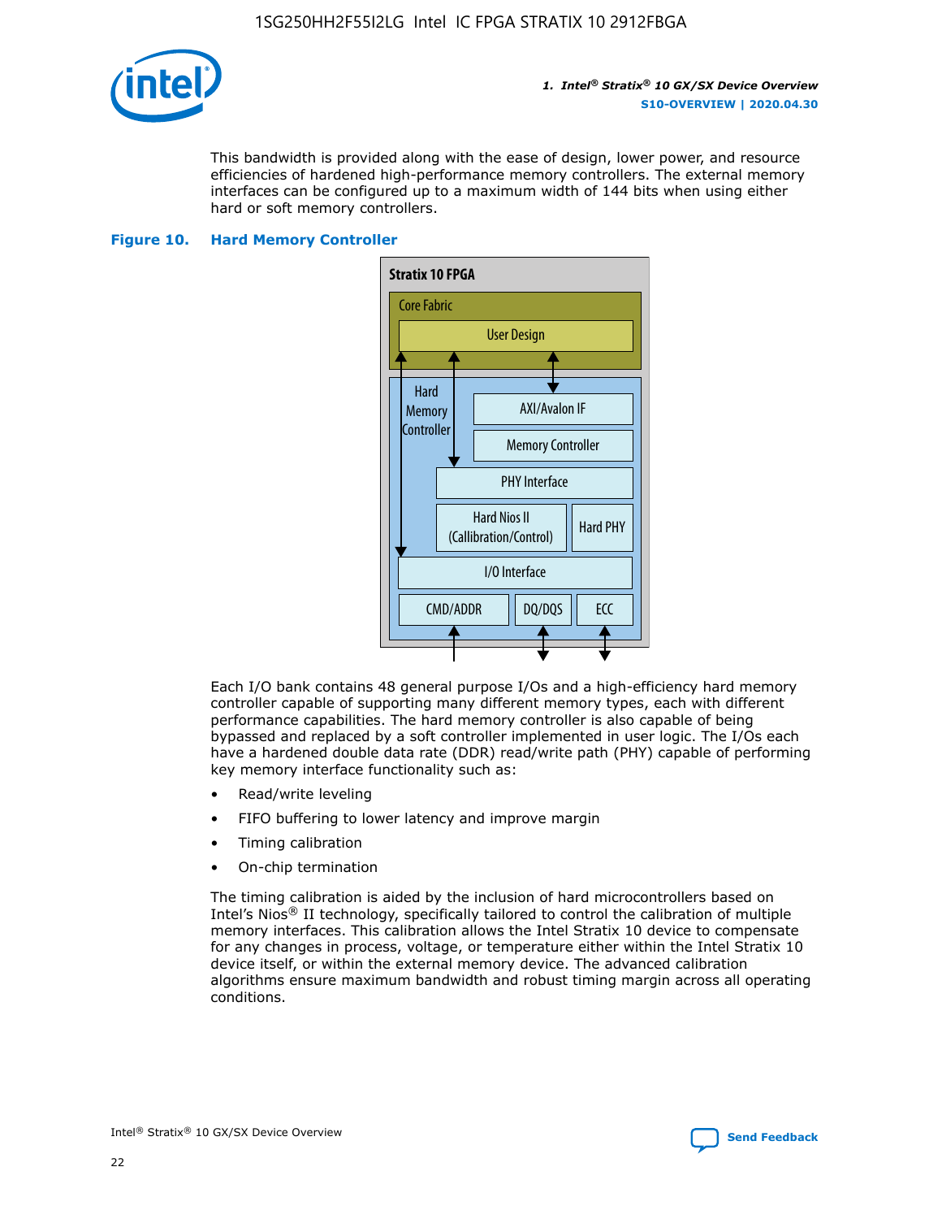This bandwidth is provided along with the ease of design, lower power, and resource efficiencies of hardened high-performance memory controllers. The external memory interfaces can be configured up to a maximum width of 144 bits when using either hard or soft memory controllers.

**Figure 10. Hard Memory Controller**

Each I/O bank contains 48 general purpose I/Os and a high-efficiency hard memory controller capable of supporting many different memory types, each with different performance capabilities. The hard memory controller is also capable of being bypassed and replaced by a soft controller implemented in user logic. The I/Os each have a hardened double data rate (DDR) read/write path (PHY) capable of performing key memory interface functionality such as:

- Read/write leveling
- FIFO buffering to lower latency and improve margin
- Timing calibration
- On-chip termination

The timing calibration is aided by the inclusion of hard microcontrollers based on Intel's Nios® II technology, specifically tailored to control the calibration of multiple memory interfaces. This calibration allows the Intel Stratix 10 device to compensate for any changes in process, voltage, or temperature either within the Intel Stratix 10 device itself, or within the external memory device. The advanced calibration algorithms ensure maximum bandwidth and robust timing margin across all operating conditions.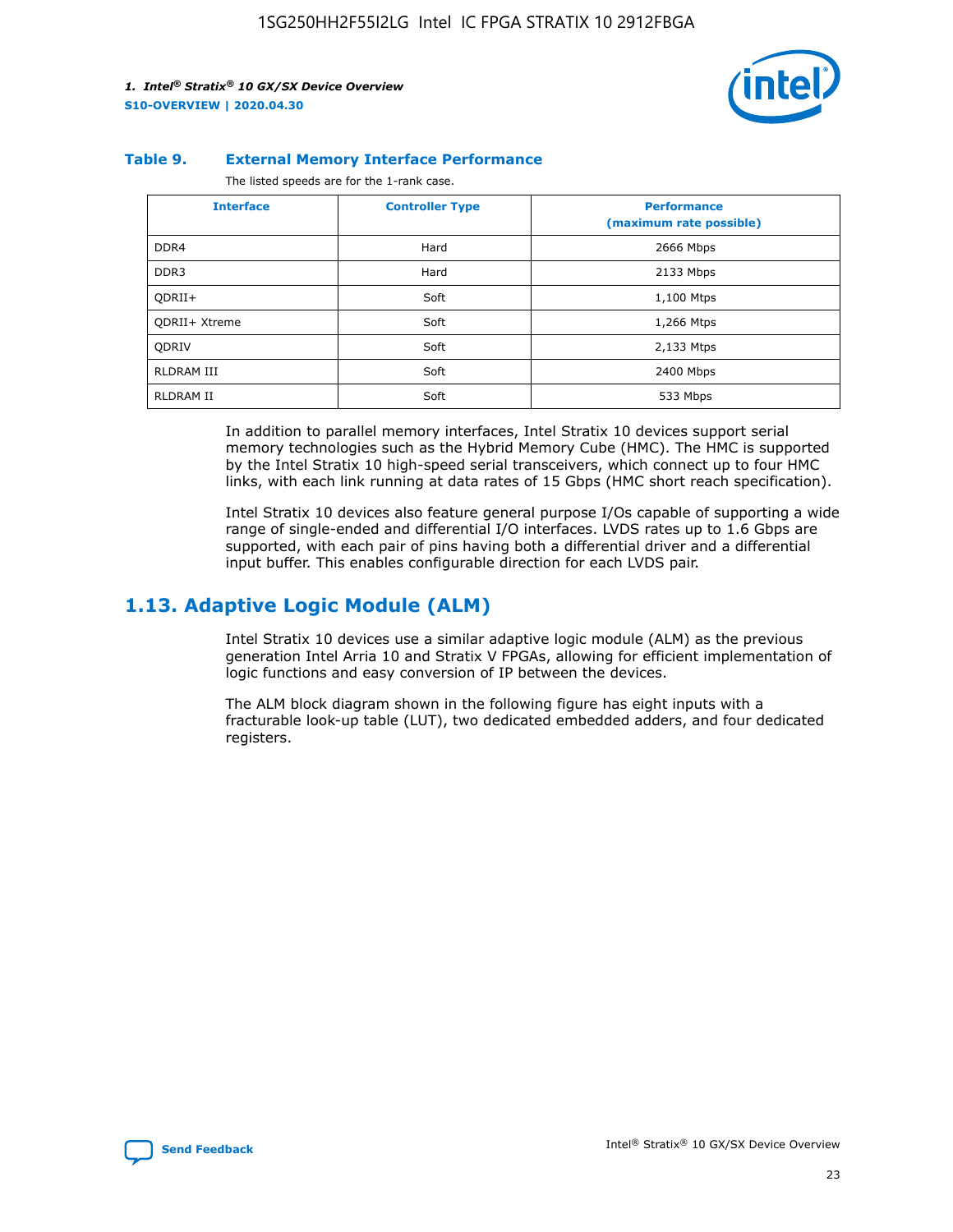**Table 9. External Memory Interface Performance**

The listed speeds are for the 1-rank case.

| Interface | Controller Type | Performance (maximum rate possible) |
|---|---|---|
| DDR4 | Hard | 2666 Mbps |
| DDR3 | Hard | 2133 Mbps |
| QDRII+ | Soft | 1,100 Mtps |
| QDRII+ Xtreme | Soft | 1,266 Mtps |
| QDRIV | Soft | 2,133 Mtps |
| RLDRAM III | Soft | 2400 Mbps |
| RLDRAM II | Soft | 533 Mbps |

In addition to parallel memory interfaces, Intel Stratix 10 devices support serial memory technologies such as the Hybrid Memory Cube (HMC). The HMC is supported by the Intel Stratix 10 high-speed serial transceivers, which connect up to four HMC links, with each link running at data rates of 15 Gbps (HMC short reach specification).

Intel Stratix 10 devices also feature general purpose I/Os capable of supporting a wide range of single-ended and differential I/O interfaces. LVDS rates up to 1.6 Gbps are supported, with each pair of pins having both a differential driver and a differential input buffer. This enables configurable direction for each LVDS pair.

## 1.13. Adaptive Logic Module (ALM)

Intel Stratix 10 devices use a similar adaptive logic module (ALM) as the previous generation Intel Arria 10 and Stratix V FPGAs, allowing for efficient implementation of logic functions and easy conversion of IP between the devices.

The ALM block diagram shown in the following figure has eight inputs with a fracturable look-up table (LUT), two dedicated embedded adders, and four dedicated registers.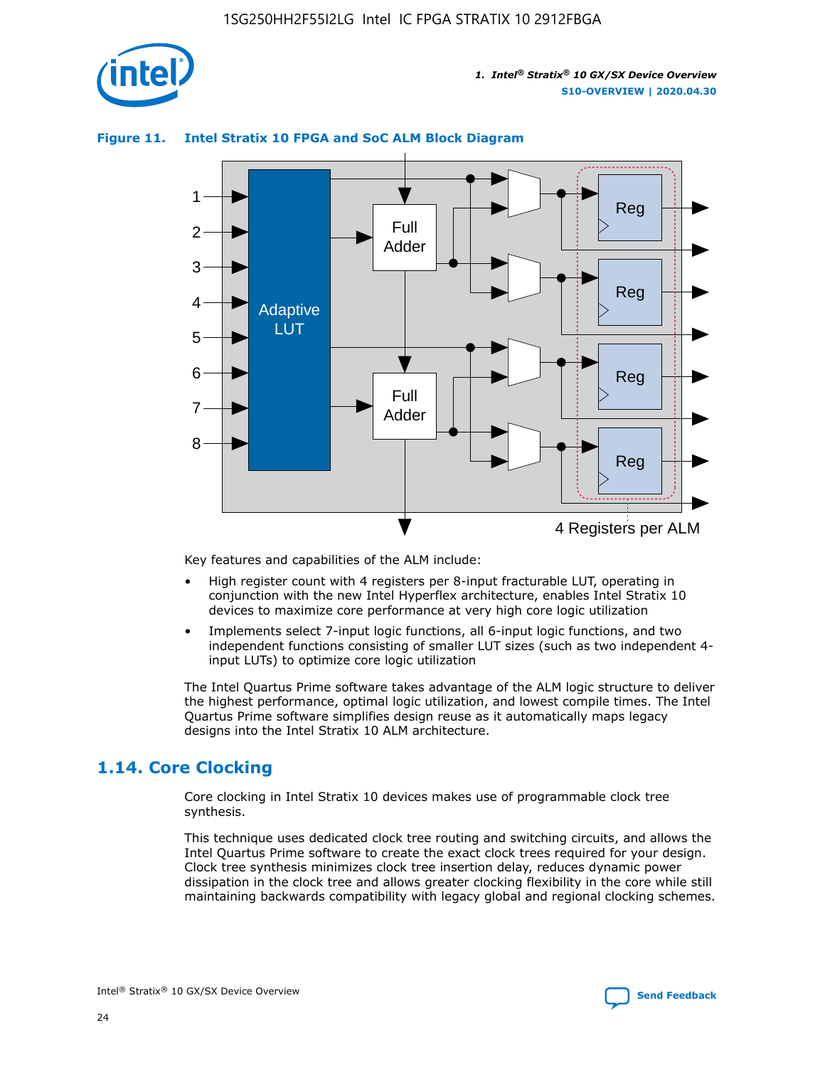**Figure 11. Intel Stratix 10 FPGA and SoC ALM Block Diagram**

Key features and capabilities of the ALM include:

- High register count with 4 registers per 8-input fracturable LUT, operating in conjunction with the new Intel Hyperflex architecture, enables Intel Stratix 10 devices to maximize core performance at very high core logic utilization
- Implements select 7-input logic functions, all 6-input logic functions, and two independent functions consisting of smaller LUT sizes (such as two independent 4-input LUTs) to optimize core logic utilization

The Intel Quartus Prime software takes advantage of the ALM logic structure to deliver the highest performance, optimal logic utilization, and lowest compile times. The Intel Quartus Prime software simplifies design reuse as it automatically maps legacy designs into the Intel Stratix 10 ALM architecture.

## 1.14. Core Clocking

Core clocking in Intel Stratix 10 devices makes use of programmable clock tree synthesis.

This technique uses dedicated clock tree routing and switching circuits, and allows the Intel Quartus Prime software to create the exact clock trees required for your design. Clock tree synthesis minimizes clock tree insertion delay, reduces dynamic power dissipation in the clock tree and allows greater clocking flexibility in the core while still maintaining backwards compatibility with legacy global and regional clocking schemes.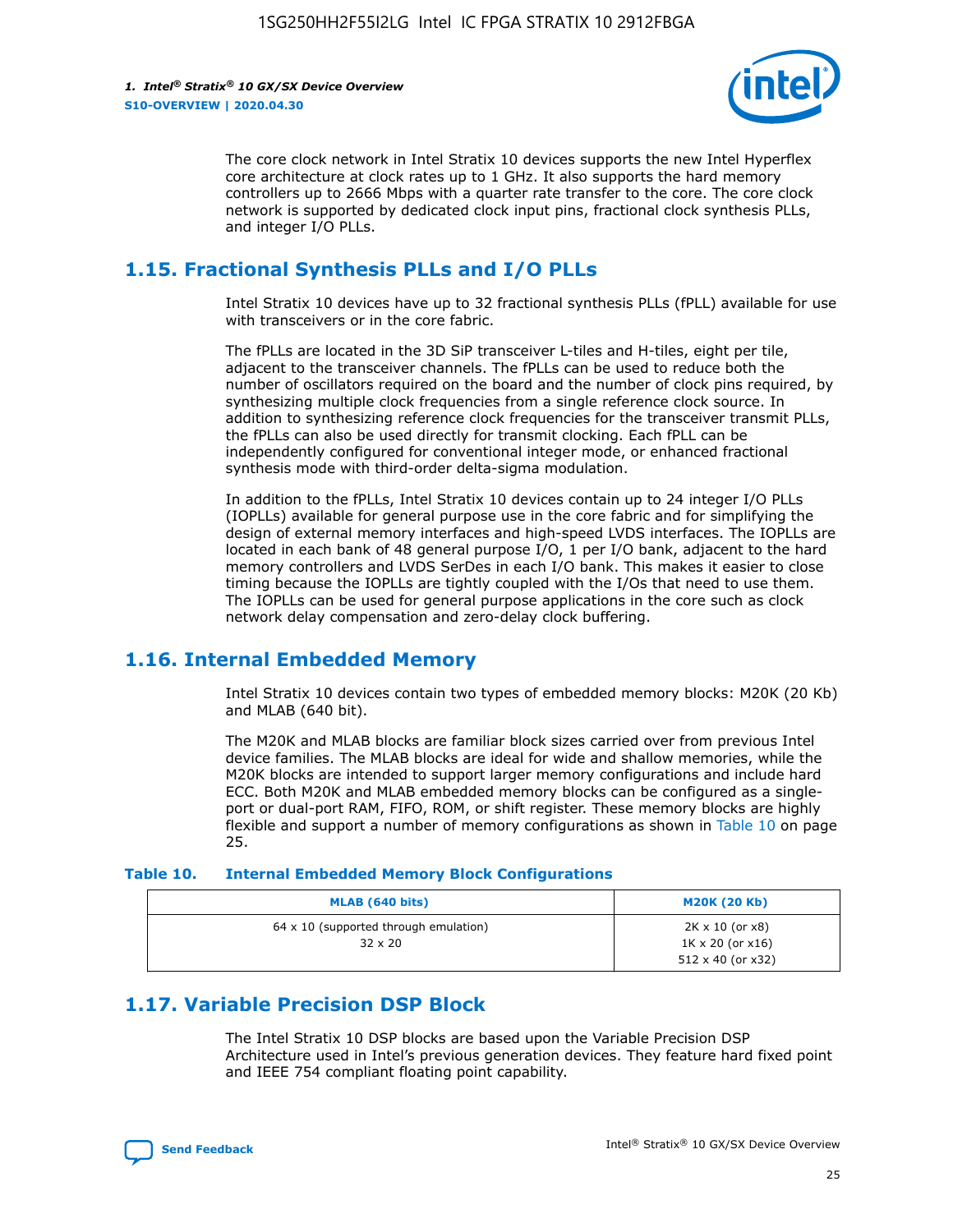The core clock network in Intel Stratix 10 devices supports the new Intel Hyperflex core architecture at clock rates up to 1 GHz. It also supports the hard memory controllers up to 2666 Mbps with a quarter rate transfer to the core. The core clock network is supported by dedicated clock input pins, fractional clock synthesis PLLs, and integer I/O PLLs.

## 1.15. Fractional Synthesis PLLs and I/O PLLs

Intel Stratix 10 devices have up to 32 fractional synthesis PLLs (fPLL) available for use with transceivers or in the core fabric.

The fPLLs are located in the 3D SiP transceiver L-tiles and H-tiles, eight per tile, adjacent to the transceiver channels. The fPLLs can be used to reduce both the number of oscillators required on the board and the number of clock pins required, by synthesizing multiple clock frequencies from a single reference clock source. In addition to synthesizing reference clock frequencies for the transceiver transmit PLLs, the fPLLs can also be used directly for transmit clocking. Each fPLL can be independently configured for conventional integer mode, or enhanced fractional synthesis mode with third-order delta-sigma modulation.

In addition to the fPLLs, Intel Stratix 10 devices contain up to 24 integer I/O PLLs (IOPLLs) available for general purpose use in the core fabric and for simplifying the design of external memory interfaces and high-speed LVDS interfaces. The IOPLLs are located in each bank of 48 general purpose I/O, 1 per I/O bank, adjacent to the hard memory controllers and LVDS SerDes in each I/O bank. This makes it easier to close timing because the IOPLLs are tightly coupled with the I/Os that need to use them. The IOPLLs can be used for general purpose applications in the core such as clock network delay compensation and zero-delay clock buffering.

## 1.16. Internal Embedded Memory

Intel Stratix 10 devices contain two types of embedded memory blocks: M20K (20 Kb) and MLAB (640 bit).

The M20K and MLAB blocks are familiar block sizes carried over from previous Intel device families. The MLAB blocks are ideal for wide and shallow memories, while the M20K blocks are intended to support larger memory configurations and include hard ECC. Both M20K and MLAB embedded memory blocks can be configured as a single-port or dual-port RAM, FIFO, ROM, or shift register. These memory blocks are highly flexible and support a number of memory configurations as shown in Table 10 on page 25.

**Table 10. Internal Embedded Memory Block Configurations**

| MLAB (640 bits) | M20K (20 Kb) |
|---|---|
| 64 x 10 (supported through emulation)<br>32 x 20 | 2K x 10 (or x8)<br>1K x 20 (or x16)<br>512 x 40 (or x32) |

## 1.17. Variable Precision DSP Block

The Intel Stratix 10 DSP blocks are based upon the Variable Precision DSP Architecture used in Intel's previous generation devices. They feature hard fixed point and IEEE 754 compliant floating point capability.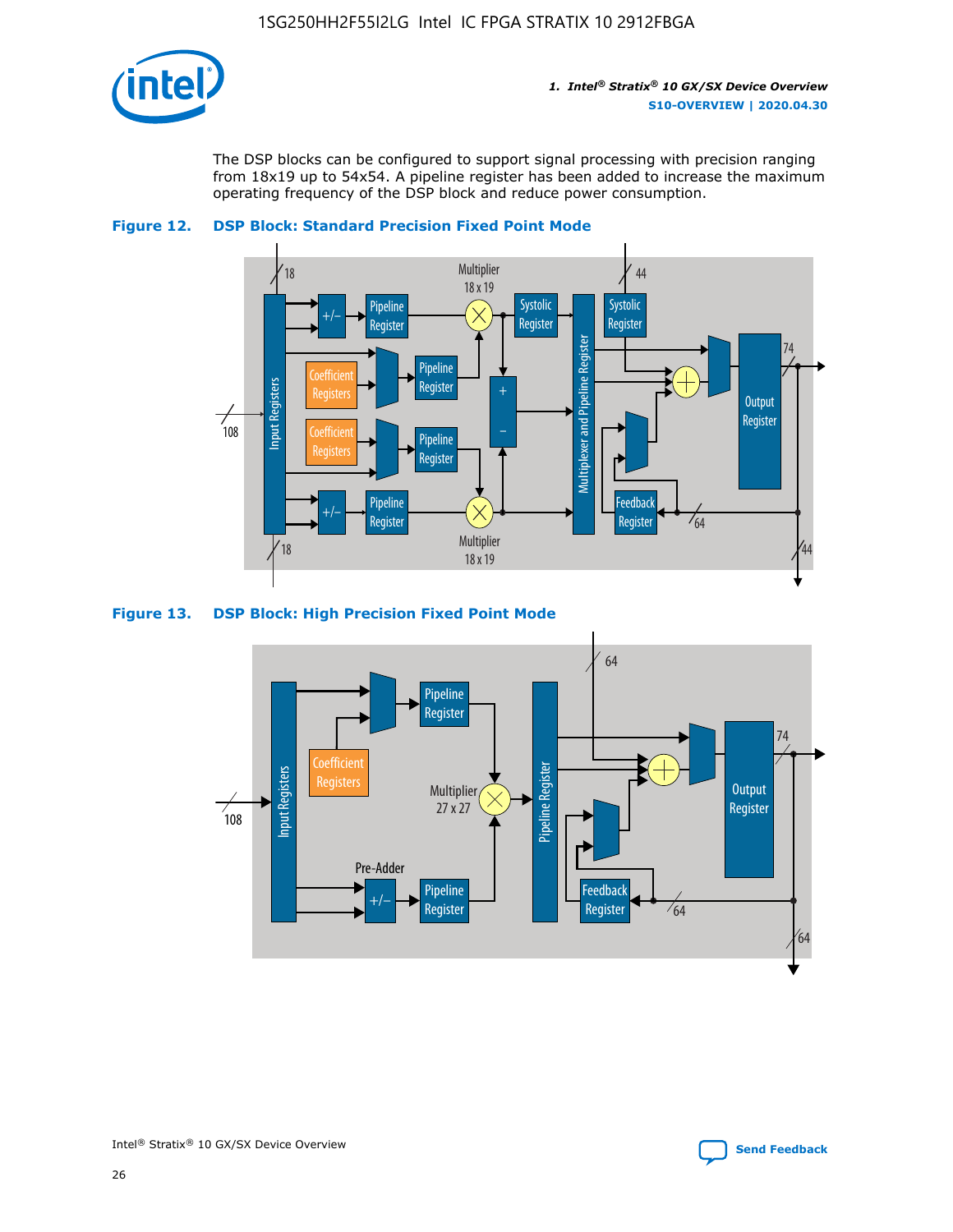The DSP blocks can be configured to support signal processing with precision ranging from 18x19 up to 54x54. A pipeline register has been added to increase the maximum operating frequency of the DSP block and reduce power consumption.

**Figure 12. DSP Block: Standard Precision Fixed Point Mode**

**Figure 13. DSP Block: High Precision Fixed Point Mode**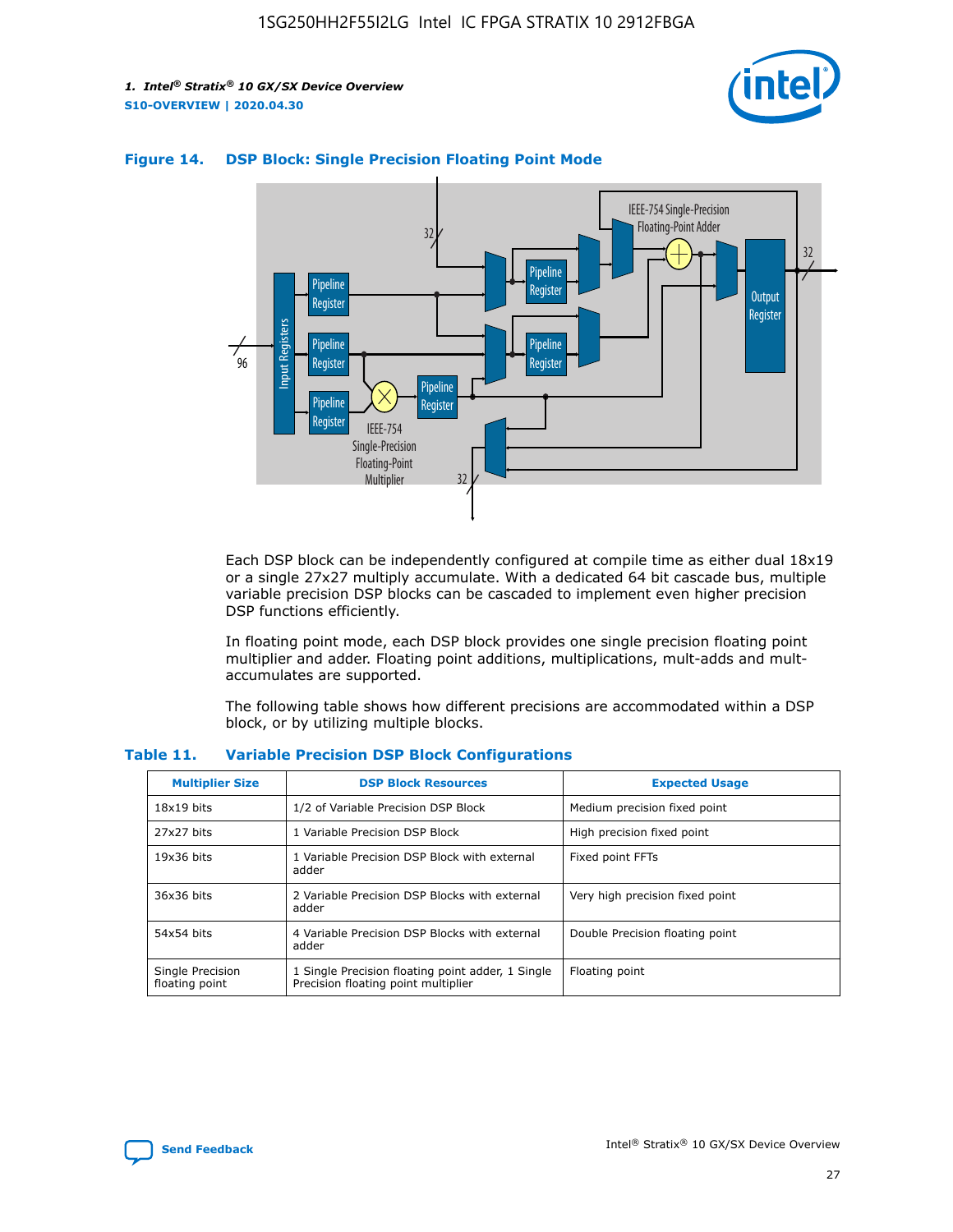**Figure 14. DSP Block: Single Precision Floating Point Mode**

Each DSP block can be independently configured at compile time as either dual 18x19 or a single 27x27 multiply accumulate. With a dedicated 64 bit cascade bus, multiple variable precision DSP blocks can be cascaded to implement even higher precision DSP functions efficiently.

In floating point mode, each DSP block provides one single precision floating point multiplier and adder. Floating point additions, multiplications, mult-adds and mult-accumulates are supported.

The following table shows how different precisions are accommodated within a DSP block, or by utilizing multiple blocks.

**Table 11. Variable Precision DSP Block Configurations**

| Multiplier Size | DSP Block Resources | Expected Usage |
|---|---|---|
| 18x19 bits | 1/2 of Variable Precision DSP Block | Medium precision fixed point |
| 27x27 bits | 1 Variable Precision DSP Block | High precision fixed point |
| 19x36 bits | 1 Variable Precision DSP Block with external adder | Fixed point FFTs |
| 36x36 bits | 2 Variable Precision DSP Blocks with external adder | Very high precision fixed point |
| 54x54 bits | 4 Variable Precision DSP Blocks with external adder | Double Precision floating point |
| Single Precision floating point | 1 Single Precision floating point adder, 1 Single Precision floating point multiplier | Floating point |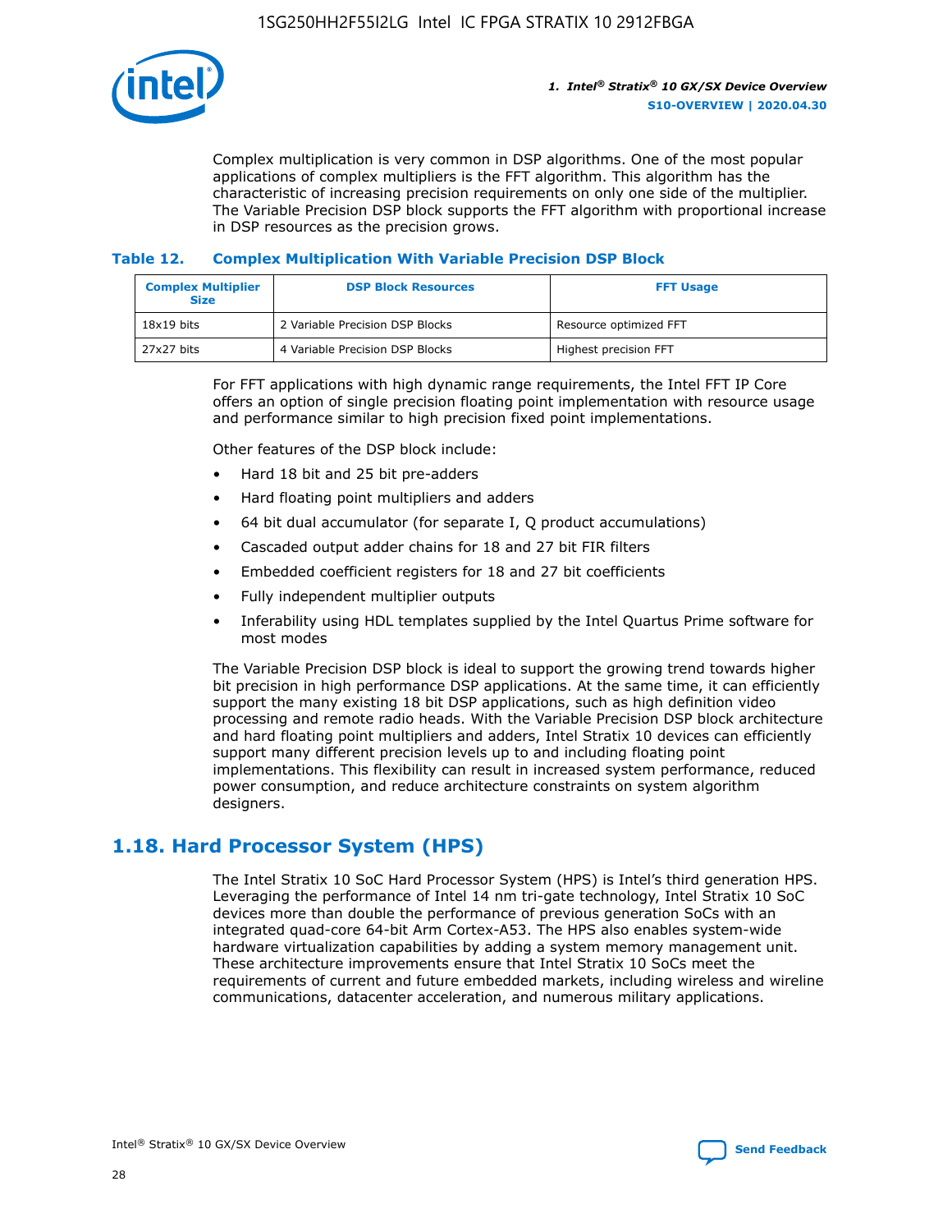Complex multiplication is very common in DSP algorithms. One of the most popular applications of complex multipliers is the FFT algorithm. This algorithm has the characteristic of increasing precision requirements on only one side of the multiplier. The Variable Precision DSP block supports the FFT algorithm with proportional increase in DSP resources as the precision grows.

**Table 12. Complex Multiplication With Variable Precision DSP Block**

| Complex Multiplier Size | DSP Block Resources | FFT Usage |
| --- | --- | --- |
| 18x19 bits | 2 Variable Precision DSP Blocks | Resource optimized FFT |
| 27x27 bits | 4 Variable Precision DSP Blocks | Highest precision FFT |

For FFT applications with high dynamic range requirements, the Intel FFT IP Core offers an option of single precision floating point implementation with resource usage and performance similar to high precision fixed point implementations.

Other features of the DSP block include:

- Hard 18 bit and 25 bit pre-adders
- Hard floating point multipliers and adders
- 64 bit dual accumulator (for separate I, Q product accumulations)
- Cascaded output adder chains for 18 and 27 bit FIR filters
- Embedded coefficient registers for 18 and 27 bit coefficients
- Fully independent multiplier outputs
- Inferability using HDL templates supplied by the Intel Quartus Prime software for most modes

The Variable Precision DSP block is ideal to support the growing trend towards higher bit precision in high performance DSP applications. At the same time, it can efficiently support the many existing 18 bit DSP applications, such as high definition video processing and remote radio heads. With the Variable Precision DSP block architecture and hard floating point multipliers and adders, Intel Stratix 10 devices can efficiently support many different precision levels up to and including floating point implementations. This flexibility can result in increased system performance, reduced power consumption, and reduce architecture constraints on system algorithm designers.

## 1.18. Hard Processor System (HPS)

The Intel Stratix 10 SoC Hard Processor System (HPS) is Intel's third generation HPS. Leveraging the performance of Intel 14 nm tri-gate technology, Intel Stratix 10 SoC devices more than double the performance of previous generation SoCs with an integrated quad-core 64-bit Arm Cortex-A53. The HPS also enables system-wide hardware virtualization capabilities by adding a system memory management unit. These architecture improvements ensure that Intel Stratix 10 SoCs meet the requirements of current and future embedded markets, including wireless and wireline communications, datacenter acceleration, and numerous military applications.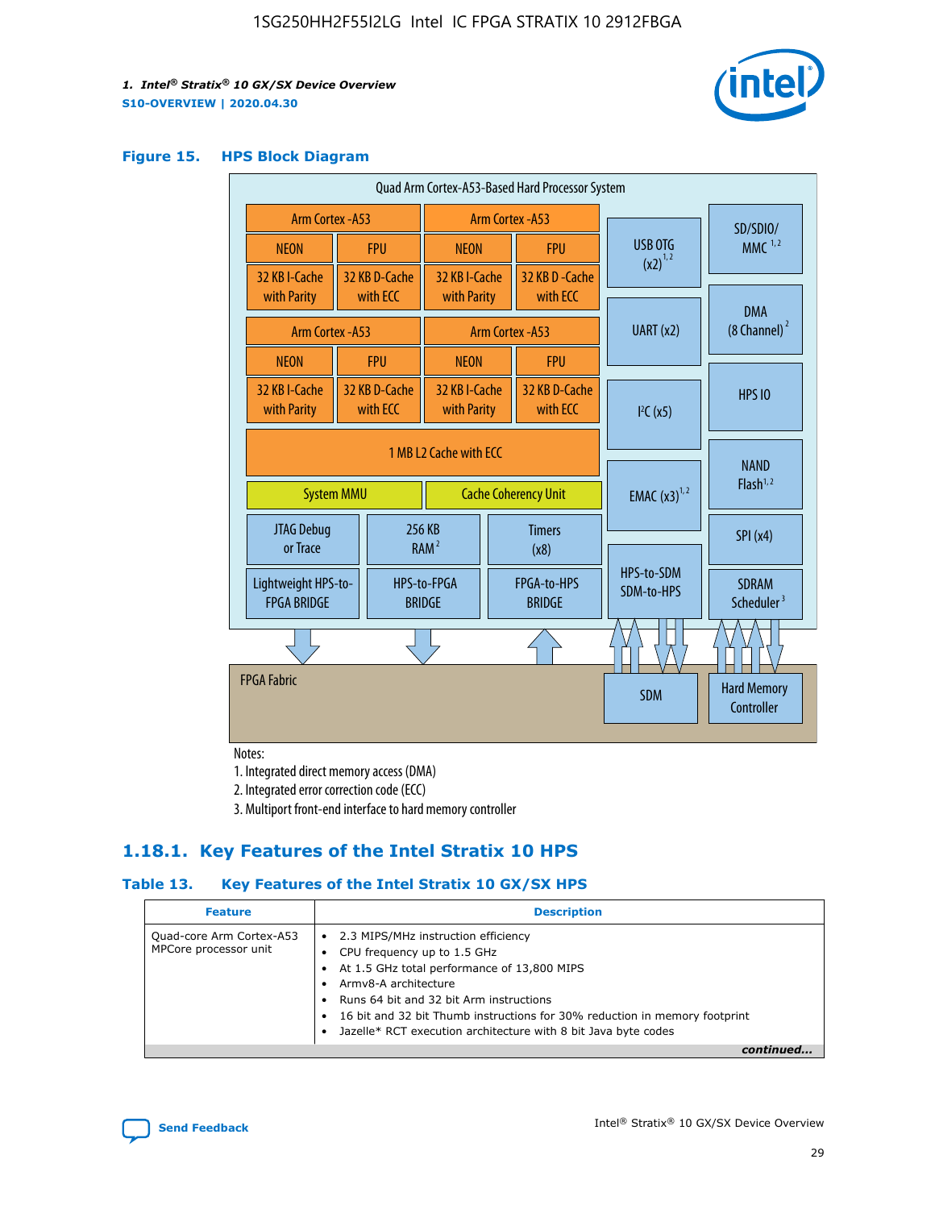**Figure 15. HPS Block Diagram**

Quad Arm Cortex-A53-Based Hard Processor System

| Arm Cortex -A53 | | Arm Cortex -A53 | |
|---|---|---|---|
| NEON | FPU | NEON | FPU |
| 32 KB I-Cache with Parity | 32 KB D-Cache with ECC | 32 KB I-Cache with Parity | 32 KB D -Cache with ECC |

| Arm Cortex -A53 | | Arm Cortex -A53 | |
|---|---|---|---|
| NEON | FPU | NEON | FPU |
| 32 KB I-Cache with Parity | 32 KB D-Cache with ECC | 32 KB I-Cache with Parity | 32 KB D-Cache with ECC |

1 MB L2 Cache with ECC

System MMU | Cache Coherency Unit

JTAG Debug or Trace | 256 KB RAM [2] | Timers (x8)

Lightweight HPS-to-FPGA BRIDGE | HPS-to-FPGA BRIDGE | FPGA-to-HPS BRIDGE

USB OTG (x2) [1,2] | SD/SDIO/MMC [1,2] | DMA (8 Channel) [2] | UART (x2) | HPS IO | I²C (x5) | NAND Flash [1,2] | EMAC (x3) [1,2] | SPI (x4) | HPS-to-SDM SDM-to-HPS | SDRAM Scheduler [3]

FPGA Fabric | SDM | Hard Memory Controller

Notes:
1. Integrated direct memory access (DMA)
2. Integrated error correction code (ECC)
3. Multiport front-end interface to hard memory controller

## 1.18.1. Key Features of the Intel Stratix 10 HPS

**Table 13. Key Features of the Intel Stratix 10 GX/SX HPS**

| Feature | Description |
|---|---|
| Quad-core Arm Cortex-A53 MPCore processor unit | • 2.3 MIPS/MHz instruction efficiency<br>• CPU frequency up to 1.5 GHz<br>• At 1.5 GHz total performance of 13,800 MIPS<br>• Armv8-A architecture<br>• Runs 64 bit and 32 bit Arm instructions<br>• 16 bit and 32 bit Thumb instructions for 30% reduction in memory footprint<br>• Jazelle* RCT execution architecture with 8 bit Java byte codes |

*continued...*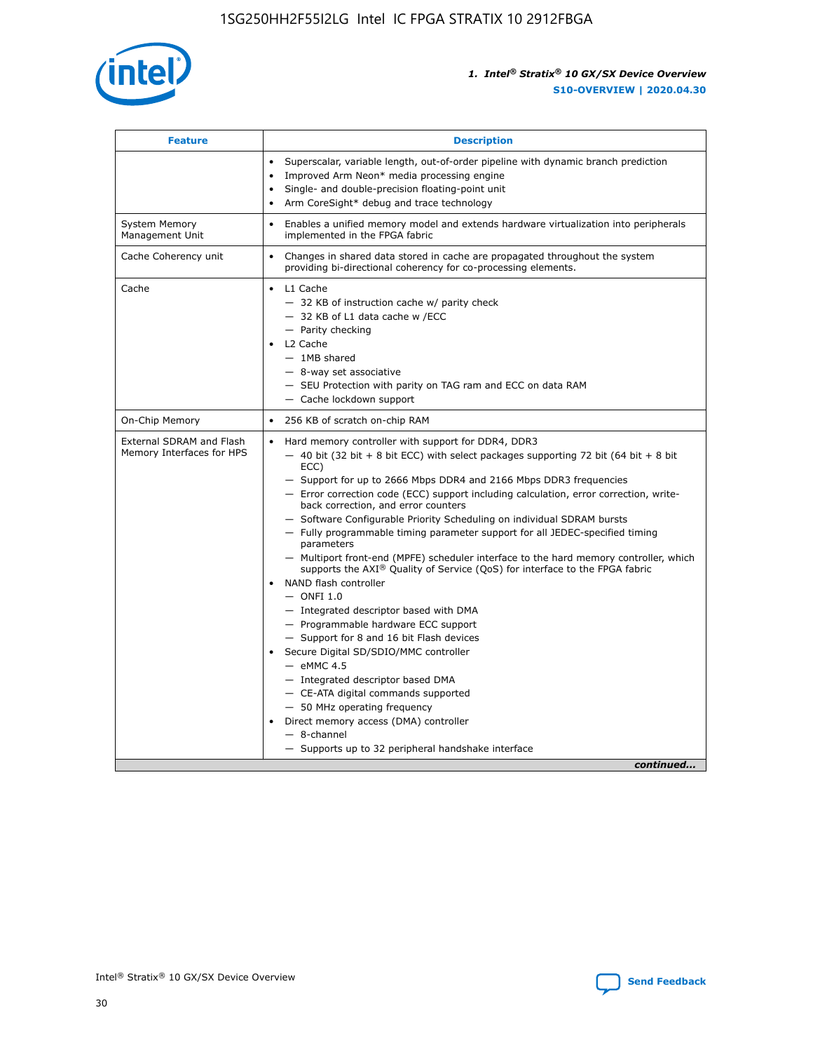| Feature | Description |
| --- | --- |
|  | • Superscalar, variable length, out-of-order pipeline with dynamic branch prediction<br>• Improved Arm Neon* media processing engine<br>• Single- and double-precision floating-point unit<br>• Arm CoreSight* debug and trace technology |
| System Memory Management Unit | • Enables a unified memory model and extends hardware virtualization into peripherals implemented in the FPGA fabric |
| Cache Coherency unit | • Changes in shared data stored in cache are propagated throughout the system providing bi-directional coherency for co-processing elements. |
| Cache | • L1 Cache<br>— 32 KB of instruction cache w/ parity check<br>— 32 KB of L1 data cache w /ECC<br>— Parity checking<br>• L2 Cache<br>— 1MB shared<br>— 8-way set associative<br>— SEU Protection with parity on TAG ram and ECC on data RAM<br>— Cache lockdown support |
| On-Chip Memory | • 256 KB of scratch on-chip RAM |
| External SDRAM and Flash Memory Interfaces for HPS | • Hard memory controller with support for DDR4, DDR3<br>— 40 bit (32 bit + 8 bit ECC) with select packages supporting 72 bit (64 bit + 8 bit ECC)<br>— Support for up to 2666 Mbps DDR4 and 2166 Mbps DDR3 frequencies<br>— Error correction code (ECC) support including calculation, error correction, write-back correction, and error counters<br>— Software Configurable Priority Scheduling on individual SDRAM bursts<br>— Fully programmable timing parameter support for all JEDEC-specified timing parameters<br>— Multiport front-end (MPFE) scheduler interface to the hard memory controller, which supports the AXI® Quality of Service (QoS) for interface to the FPGA fabric<br>• NAND flash controller<br>— ONFI 1.0<br>— Integrated descriptor based with DMA<br>— Programmable hardware ECC support<br>— Support for 8 and 16 bit Flash devices<br>• Secure Digital SD/SDIO/MMC controller<br>— eMMC 4.5<br>— Integrated descriptor based DMA<br>— CE-ATA digital commands supported<br>— 50 MHz operating frequency<br>• Direct memory access (DMA) controller<br>— 8-channel<br>— Supports up to 32 peripheral handshake interface |

*continued...*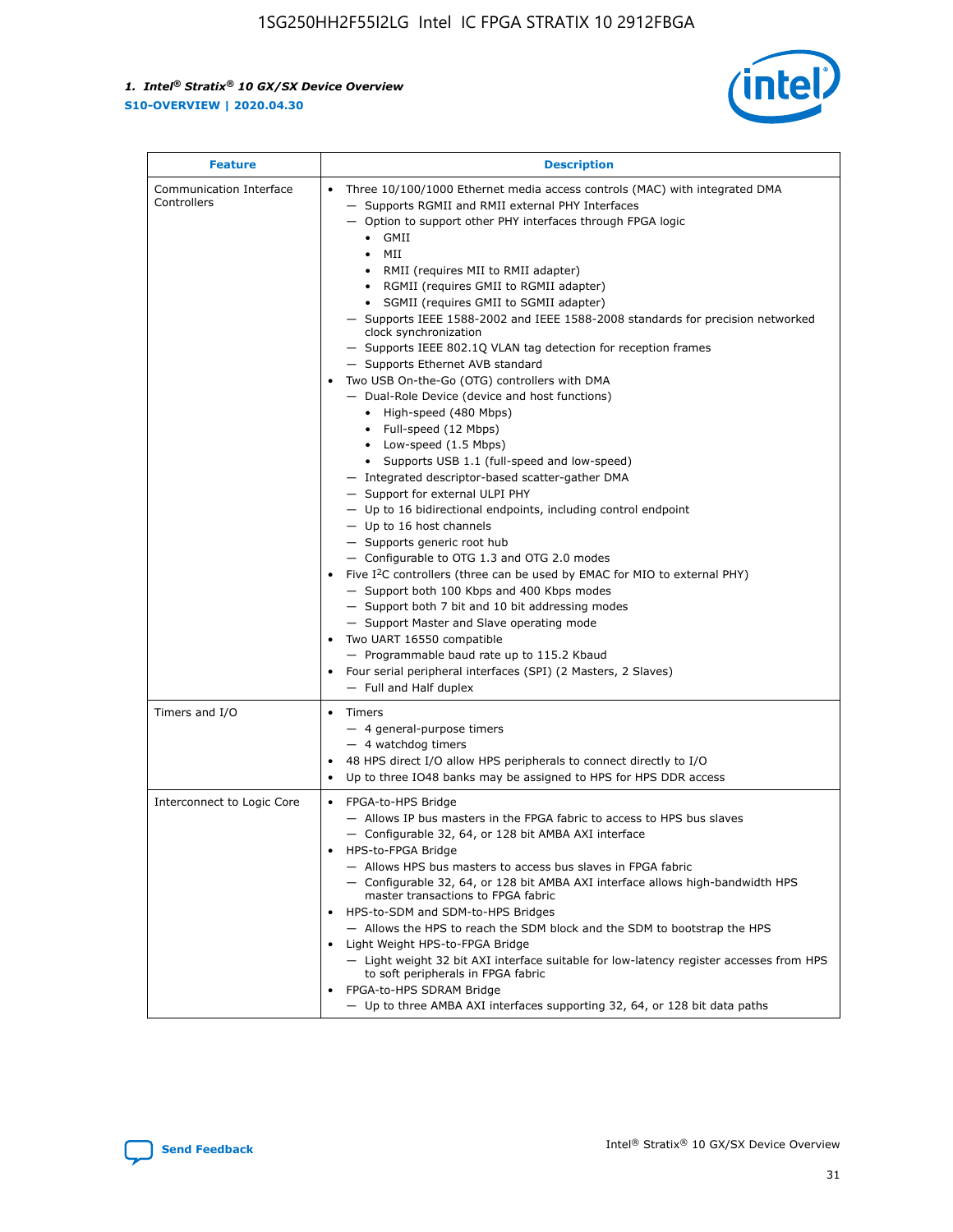| Feature | Description |
| --- | --- |
| Communication Interface Controllers | • Three 10/100/1000 Ethernet media access controls (MAC) with integrated DMA<br>— Supports RGMII and RMII external PHY Interfaces<br>— Option to support other PHY interfaces through FPGA logic<br>• GMII<br>• MII<br>• RMII (requires MII to RMII adapter)<br>• RGMII (requires GMII to RGMII adapter)<br>• SGMII (requires GMII to SGMII adapter)<br>— Supports IEEE 1588-2002 and IEEE 1588-2008 standards for precision networked clock synchronization<br>— Supports IEEE 802.1Q VLAN tag detection for reception frames<br>— Supports Ethernet AVB standard<br>• Two USB On-the-Go (OTG) controllers with DMA<br>— Dual-Role Device (device and host functions)<br>• High-speed (480 Mbps)<br>• Full-speed (12 Mbps)<br>• Low-speed (1.5 Mbps)<br>• Supports USB 1.1 (full-speed and low-speed)<br>— Integrated descriptor-based scatter-gather DMA<br>— Support for external ULPI PHY<br>— Up to 16 bidirectional endpoints, including control endpoint<br>— Up to 16 host channels<br>— Supports generic root hub<br>— Configurable to OTG 1.3 and OTG 2.0 modes<br>• Five I$^2$C controllers (three can be used by EMAC for MIO to external PHY)<br>— Support both 100 Kbps and 400 Kbps modes<br>— Support both 7 bit and 10 bit addressing modes<br>— Support Master and Slave operating mode<br>• Two UART 16550 compatible<br>— Programmable baud rate up to 115.2 Kbaud<br>• Four serial peripheral interfaces (SPI) (2 Masters, 2 Slaves)<br>— Full and Half duplex |
| Timers and I/O | • Timers<br>— 4 general-purpose timers<br>— 4 watchdog timers<br>• 48 HPS direct I/O allow HPS peripherals to connect directly to I/O<br>• Up to three IO48 banks may be assigned to HPS for HPS DDR access |
| Interconnect to Logic Core | • FPGA-to-HPS Bridge<br>— Allows IP bus masters in the FPGA fabric to access to HPS bus slaves<br>— Configurable 32, 64, or 128 bit AMBA AXI interface<br>• HPS-to-FPGA Bridge<br>— Allows HPS bus masters to access bus slaves in FPGA fabric<br>— Configurable 32, 64, or 128 bit AMBA AXI interface allows high-bandwidth HPS master transactions to FPGA fabric<br>• HPS-to-SDM and SDM-to-HPS Bridges<br>— Allows the HPS to reach the SDM block and the SDM to bootstrap the HPS<br>• Light Weight HPS-to-FPGA Bridge<br>— Light weight 32 bit AXI interface suitable for low-latency register accesses from HPS to soft peripherals in FPGA fabric<br>• FPGA-to-HPS SDRAM Bridge<br>— Up to three AMBA AXI interfaces supporting 32, 64, or 128 bit data paths |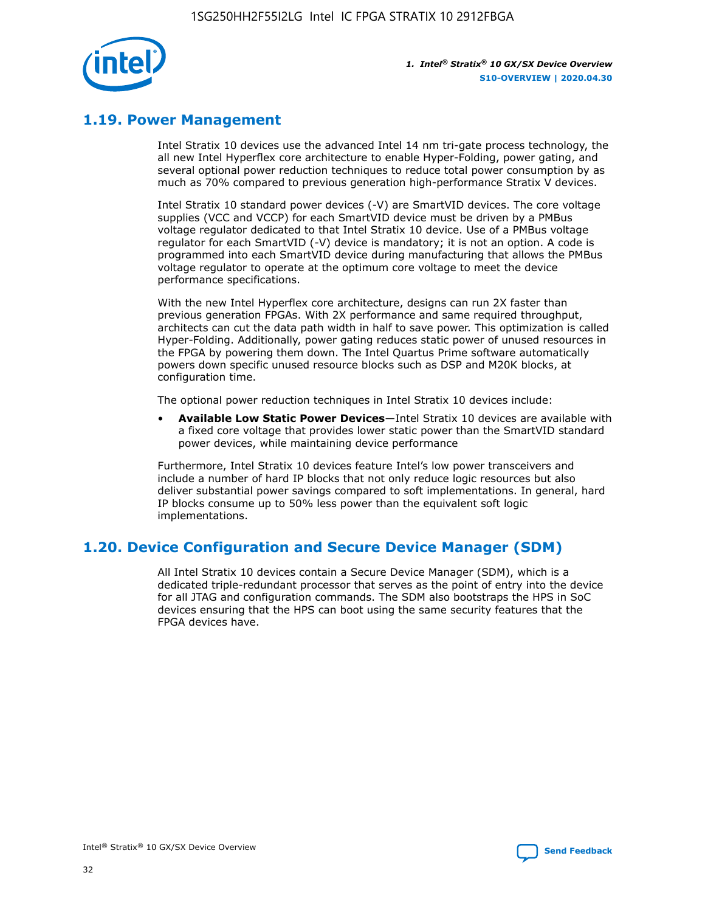## 1.19. Power Management

Intel Stratix 10 devices use the advanced Intel 14 nm tri-gate process technology, the all new Intel Hyperflex core architecture to enable Hyper-Folding, power gating, and several optional power reduction techniques to reduce total power consumption by as much as 70% compared to previous generation high-performance Stratix V devices.

Intel Stratix 10 standard power devices (-V) are SmartVID devices. The core voltage supplies (VCC and VCCP) for each SmartVID device must be driven by a PMBus voltage regulator dedicated to that Intel Stratix 10 device. Use of a PMBus voltage regulator for each SmartVID (-V) device is mandatory; it is not an option. A code is programmed into each SmartVID device during manufacturing that allows the PMBus voltage regulator to operate at the optimum core voltage to meet the device performance specifications.

With the new Intel Hyperflex core architecture, designs can run 2X faster than previous generation FPGAs. With 2X performance and same required throughput, architects can cut the data path width in half to save power. This optimization is called Hyper-Folding. Additionally, power gating reduces static power of unused resources in the FPGA by powering them down. The Intel Quartus Prime software automatically powers down specific unused resource blocks such as DSP and M20K blocks, at configuration time.

The optional power reduction techniques in Intel Stratix 10 devices include:

- **Available Low Static Power Devices**—Intel Stratix 10 devices are available with a fixed core voltage that provides lower static power than the SmartVID standard power devices, while maintaining device performance

Furthermore, Intel Stratix 10 devices feature Intel's low power transceivers and include a number of hard IP blocks that not only reduce logic resources but also deliver substantial power savings compared to soft implementations. In general, hard IP blocks consume up to 50% less power than the equivalent soft logic implementations.

## 1.20. Device Configuration and Secure Device Manager (SDM)

All Intel Stratix 10 devices contain a Secure Device Manager (SDM), which is a dedicated triple-redundant processor that serves as the point of entry into the device for all JTAG and configuration commands. The SDM also bootstraps the HPS in SoC devices ensuring that the HPS can boot using the same security features that the FPGA devices have.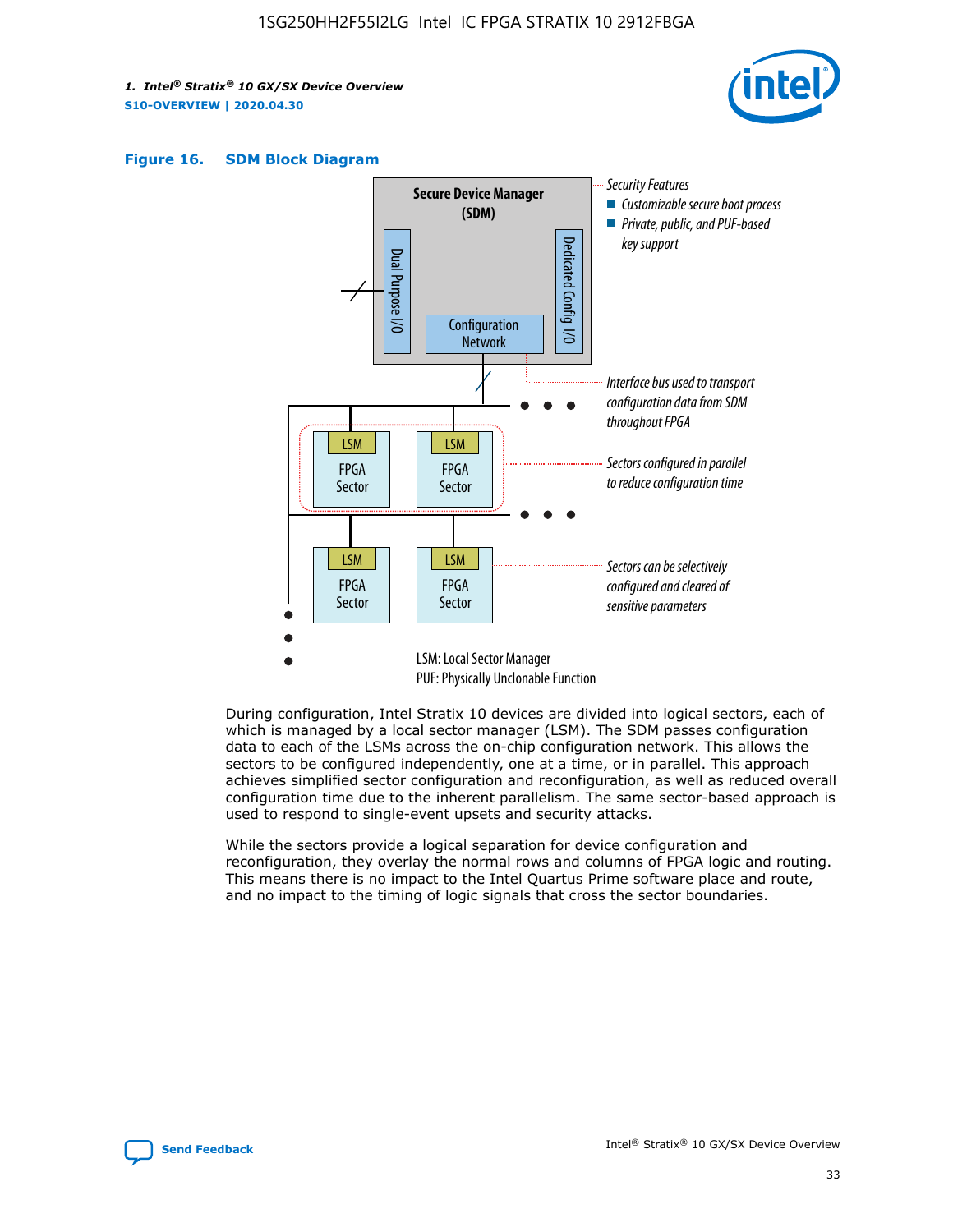**Figure 16. SDM Block Diagram**

Secure Device Manager (SDM)

Dual Purpose I/O

Dedicated Config I/O

Configuration Network

Security Features
- Customizable secure boot process
- Private, public, and PUF-based key support

Interface bus used to transport configuration data from SDM throughout FPGA

Sectors configured in parallel to reduce configuration time

Sectors can be selectively configured and cleared of sensitive parameters

LSM: Local Sector Manager
PUF: Physically Unclonable Function

During configuration, Intel Stratix 10 devices are divided into logical sectors, each of which is managed by a local sector manager (LSM). The SDM passes configuration data to each of the LSMs across the on-chip configuration network. This allows the sectors to be configured independently, one at a time, or in parallel. This approach achieves simplified sector configuration and reconfiguration, as well as reduced overall configuration time due to the inherent parallelism. The same sector-based approach is used to respond to single-event upsets and security attacks.

While the sectors provide a logical separation for device configuration and reconfiguration, they overlay the normal rows and columns of FPGA logic and routing. This means there is no impact to the Intel Quartus Prime software place and route, and no impact to the timing of logic signals that cross the sector boundaries.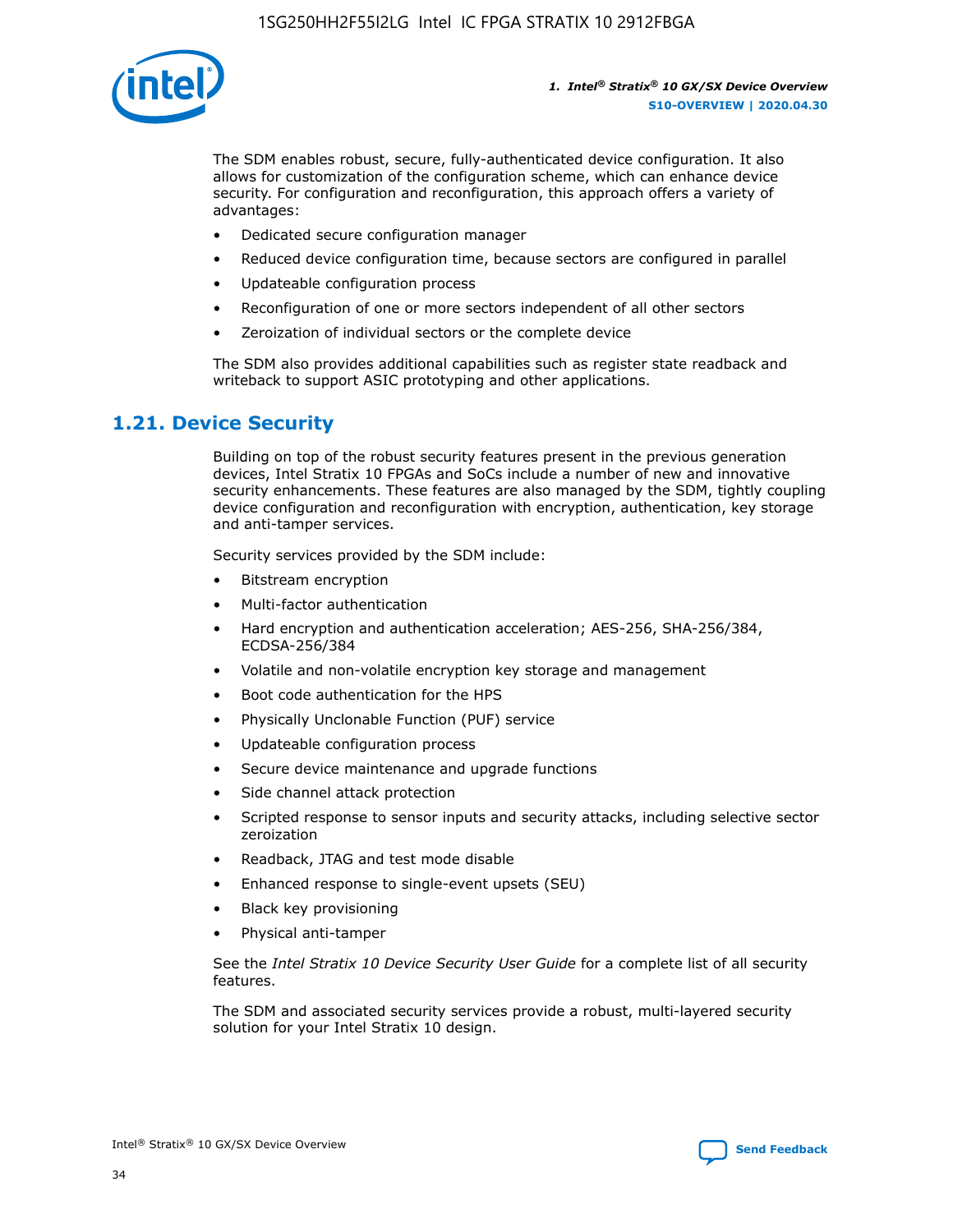The SDM enables robust, secure, fully-authenticated device configuration. It also allows for customization of the configuration scheme, which can enhance device security. For configuration and reconfiguration, this approach offers a variety of advantages:

- Dedicated secure configuration manager
- Reduced device configuration time, because sectors are configured in parallel
- Updateable configuration process
- Reconfiguration of one or more sectors independent of all other sectors
- Zeroization of individual sectors or the complete device

The SDM also provides additional capabilities such as register state readback and writeback to support ASIC prototyping and other applications.

## 1.21. Device Security

Building on top of the robust security features present in the previous generation devices, Intel Stratix 10 FPGAs and SoCs include a number of new and innovative security enhancements. These features are also managed by the SDM, tightly coupling device configuration and reconfiguration with encryption, authentication, key storage and anti-tamper services.

Security services provided by the SDM include:

- Bitstream encryption
- Multi-factor authentication
- Hard encryption and authentication acceleration; AES-256, SHA-256/384, ECDSA-256/384
- Volatile and non-volatile encryption key storage and management
- Boot code authentication for the HPS
- Physically Unclonable Function (PUF) service
- Updateable configuration process
- Secure device maintenance and upgrade functions
- Side channel attack protection
- Scripted response to sensor inputs and security attacks, including selective sector zeroization
- Readback, JTAG and test mode disable
- Enhanced response to single-event upsets (SEU)
- Black key provisioning
- Physical anti-tamper

See the *Intel Stratix 10 Device Security User Guide* for a complete list of all security features.

The SDM and associated security services provide a robust, multi-layered security solution for your Intel Stratix 10 design.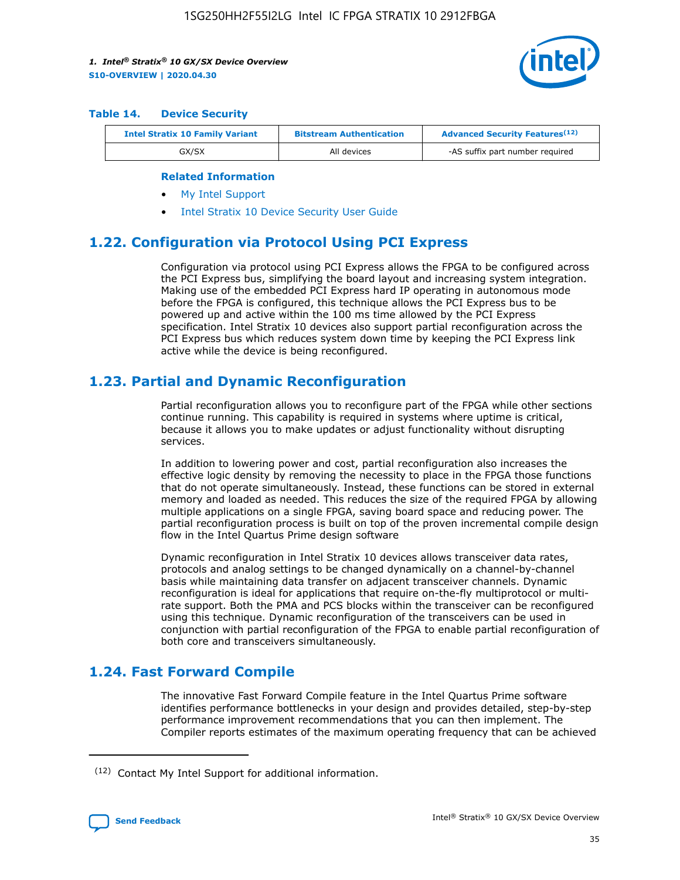#### Table 14. Device Security

| Intel Stratix 10 Family Variant | Bitstream Authentication | Advanced Security Features[12] |
| --- | --- | --- |
| GX/SX | All devices | -AS suffix part number required |

**Related Information**

- My Intel Support
- Intel Stratix 10 Device Security User Guide

## 1.22. Configuration via Protocol Using PCI Express

Configuration via protocol using PCI Express allows the FPGA to be configured across the PCI Express bus, simplifying the board layout and increasing system integration. Making use of the embedded PCI Express hard IP operating in autonomous mode before the FPGA is configured, this technique allows the PCI Express bus to be powered up and active within the 100 ms time allowed by the PCI Express specification. Intel Stratix 10 devices also support partial reconfiguration across the PCI Express bus which reduces system down time by keeping the PCI Express link active while the device is being reconfigured.

## 1.23. Partial and Dynamic Reconfiguration

Partial reconfiguration allows you to reconfigure part of the FPGA while other sections continue running. This capability is required in systems where uptime is critical, because it allows you to make updates or adjust functionality without disrupting services.

In addition to lowering power and cost, partial reconfiguration also increases the effective logic density by removing the necessity to place in the FPGA those functions that do not operate simultaneously. Instead, these functions can be stored in external memory and loaded as needed. This reduces the size of the required FPGA by allowing multiple applications on a single FPGA, saving board space and reducing power. The partial reconfiguration process is built on top of the proven incremental compile design flow in the Intel Quartus Prime design software

Dynamic reconfiguration in Intel Stratix 10 devices allows transceiver data rates, protocols and analog settings to be changed dynamically on a channel-by-channel basis while maintaining data transfer on adjacent transceiver channels. Dynamic reconfiguration is ideal for applications that require on-the-fly multiprotocol or multi-rate support. Both the PMA and PCS blocks within the transceiver can be reconfigured using this technique. Dynamic reconfiguration of the transceivers can be used in conjunction with partial reconfiguration of the FPGA to enable partial reconfiguration of both core and transceivers simultaneously.

## 1.24. Fast Forward Compile

The innovative Fast Forward Compile feature in the Intel Quartus Prime software identifies performance bottlenecks in your design and provides detailed, step-by-step performance improvement recommendations that you can then implement. The Compiler reports estimates of the maximum operating frequency that can be achieved

[12] Contact My Intel Support for additional information.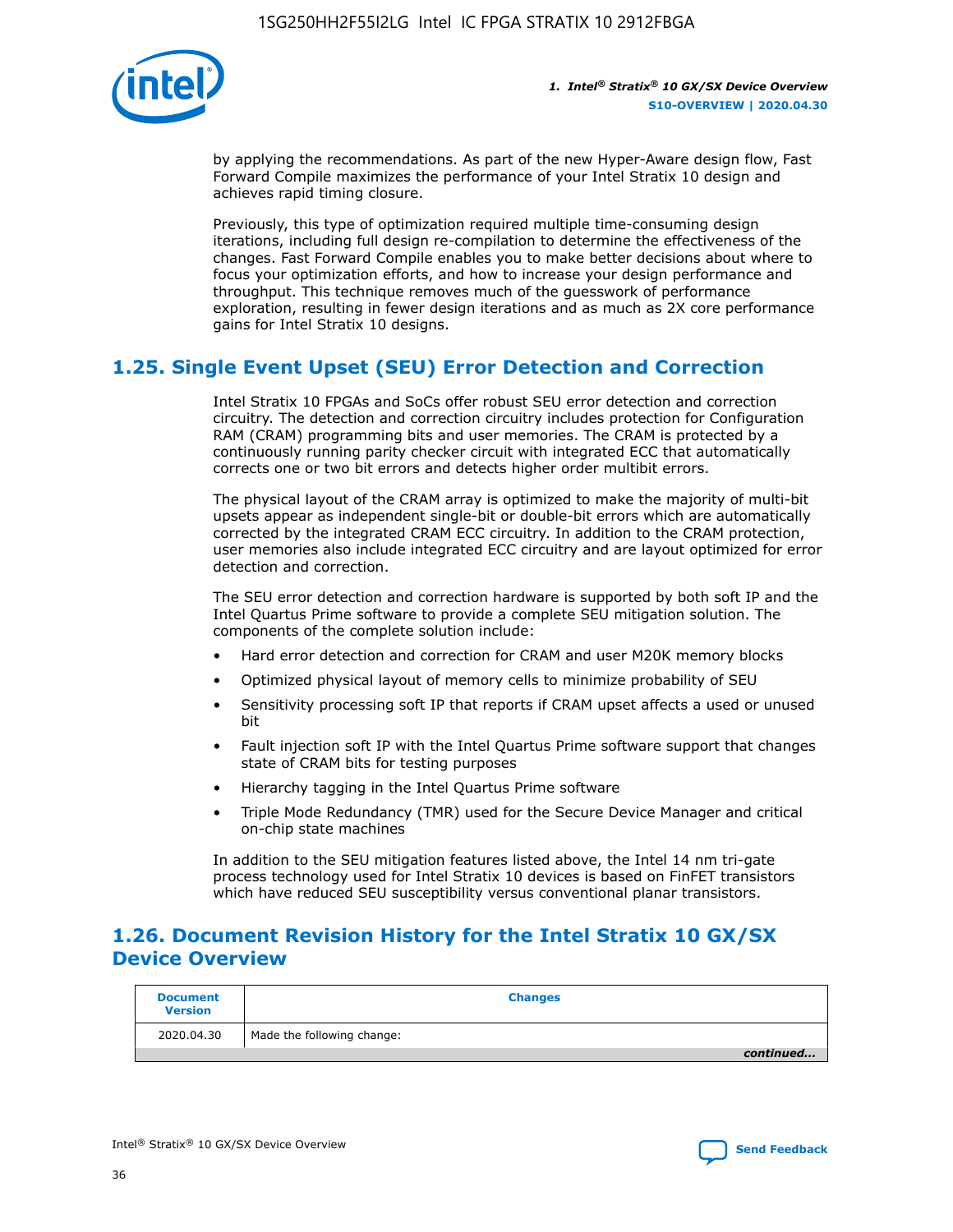by applying the recommendations. As part of the new Hyper-Aware design flow, Fast Forward Compile maximizes the performance of your Intel Stratix 10 design and achieves rapid timing closure.

Previously, this type of optimization required multiple time-consuming design iterations, including full design re-compilation to determine the effectiveness of the changes. Fast Forward Compile enables you to make better decisions about where to focus your optimization efforts, and how to increase your design performance and throughput. This technique removes much of the guesswork of performance exploration, resulting in fewer design iterations and as much as 2X core performance gains for Intel Stratix 10 designs.

## 1.25. Single Event Upset (SEU) Error Detection and Correction

Intel Stratix 10 FPGAs and SoCs offer robust SEU error detection and correction circuitry. The detection and correction circuitry includes protection for Configuration RAM (CRAM) programming bits and user memories. The CRAM is protected by a continuously running parity checker circuit with integrated ECC that automatically corrects one or two bit errors and detects higher order multibit errors.

The physical layout of the CRAM array is optimized to make the majority of multi-bit upsets appear as independent single-bit or double-bit errors which are automatically corrected by the integrated CRAM ECC circuitry. In addition to the CRAM protection, user memories also include integrated ECC circuitry and are layout optimized for error detection and correction.

The SEU error detection and correction hardware is supported by both soft IP and the Intel Quartus Prime software to provide a complete SEU mitigation solution. The components of the complete solution include:

- Hard error detection and correction for CRAM and user M20K memory blocks
- Optimized physical layout of memory cells to minimize probability of SEU
- Sensitivity processing soft IP that reports if CRAM upset affects a used or unused bit
- Fault injection soft IP with the Intel Quartus Prime software support that changes state of CRAM bits for testing purposes
- Hierarchy tagging in the Intel Quartus Prime software
- Triple Mode Redundancy (TMR) used for the Secure Device Manager and critical on-chip state machines

In addition to the SEU mitigation features listed above, the Intel 14 nm tri-gate process technology used for Intel Stratix 10 devices is based on FinFET transistors which have reduced SEU susceptibility versus conventional planar transistors.

## 1.26. Document Revision History for the Intel Stratix 10 GX/SX Device Overview

| Document Version | Changes |
| --- | --- |
| 2020.04.30 | Made the following change: |

*continued...*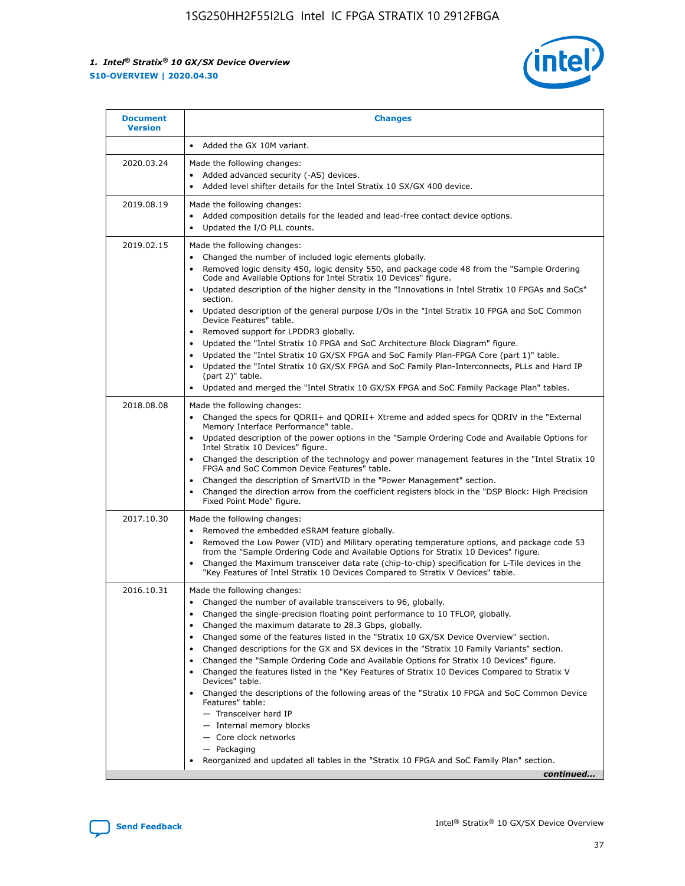| Document Version | Changes |
| --- | --- |
| | • Added the GX 10M variant. |
| 2020.03.24 | Made the following changes:<br>• Added advanced security (-AS) devices.<br>• Added level shifter details for the Intel Stratix 10 SX/GX 400 device. |
| 2019.08.19 | Made the following changes:<br>• Added composition details for the leaded and lead-free contact device options.<br>• Updated the I/O PLL counts. |
| 2019.02.15 | Made the following changes:<br>• Changed the number of included logic elements globally.<br>• Removed logic density 450, logic density 550, and package code 48 from the "Sample Ordering Code and Available Options for Intel Stratix 10 Devices" figure.<br>• Updated description of the higher density in the "Innovations in Intel Stratix 10 FPGAs and SoCs" section.<br>• Updated description of the general purpose I/Os in the "Intel Stratix 10 FPGA and SoC Common Device Features" table.<br>• Removed support for LPDDR3 globally.<br>• Updated the "Intel Stratix 10 FPGA and SoC Architecture Block Diagram" figure.<br>• Updated the "Intel Stratix 10 GX/SX FPGA and SoC Family Plan-FPGA Core (part 1)" table.<br>• Updated the "Intel Stratix 10 GX/SX FPGA and SoC Family Plan-Interconnects, PLLs and Hard IP (part 2)" table.<br>• Updated and merged the "Intel Stratix 10 GX/SX FPGA and SoC Family Package Plan" tables. |
| 2018.08.08 | Made the following changes:<br>• Changed the specs for QDRII+ and QDRII+ Xtreme and added specs for QDRIV in the "External Memory Interface Performance" table.<br>• Updated description of the power options in the "Sample Ordering Code and Available Options for Intel Stratix 10 Devices" figure.<br>• Changed the description of the technology and power management features in the "Intel Stratix 10 FPGA and SoC Common Device Features" table.<br>• Changed the description of SmartVID in the "Power Management" section.<br>• Changed the direction arrow from the coefficient registers block in the "DSP Block: High Precision Fixed Point Mode" figure. |
| 2017.10.30 | Made the following changes:<br>• Removed the embedded eSRAM feature globally.<br>• Removed the Low Power (VID) and Military operating temperature options, and package code 53 from the "Sample Ordering Code and Available Options for Stratix 10 Devices" figure.<br>• Changed the Maximum transceiver data rate (chip-to-chip) specification for L-Tile devices in the "Key Features of Intel Stratix 10 Devices Compared to Stratix V Devices" table. |
| 2016.10.31 | Made the following changes:<br>• Changed the number of available transceivers to 96, globally.<br>• Changed the single-precision floating point performance to 10 TFLOP, globally.<br>• Changed the maximum datarate to 28.3 Gbps, globally.<br>• Changed some of the features listed in the "Stratix 10 GX/SX Device Overview" section.<br>• Changed descriptions for the GX and SX devices in the "Stratix 10 Family Variants" section.<br>• Changed the "Sample Ordering Code and Available Options for Stratix 10 Devices" figure.<br>• Changed the features listed in the "Key Features of Stratix 10 Devices Compared to Stratix V Devices" table.<br>• Changed the descriptions of the following areas of the "Stratix 10 FPGA and SoC Common Device Features" table:<br>— Transceiver hard IP<br>— Internal memory blocks<br>— Core clock networks<br>— Packaging<br>• Reorganized and updated all tables in the "Stratix 10 FPGA and SoC Family Plan" section. |

*continued...*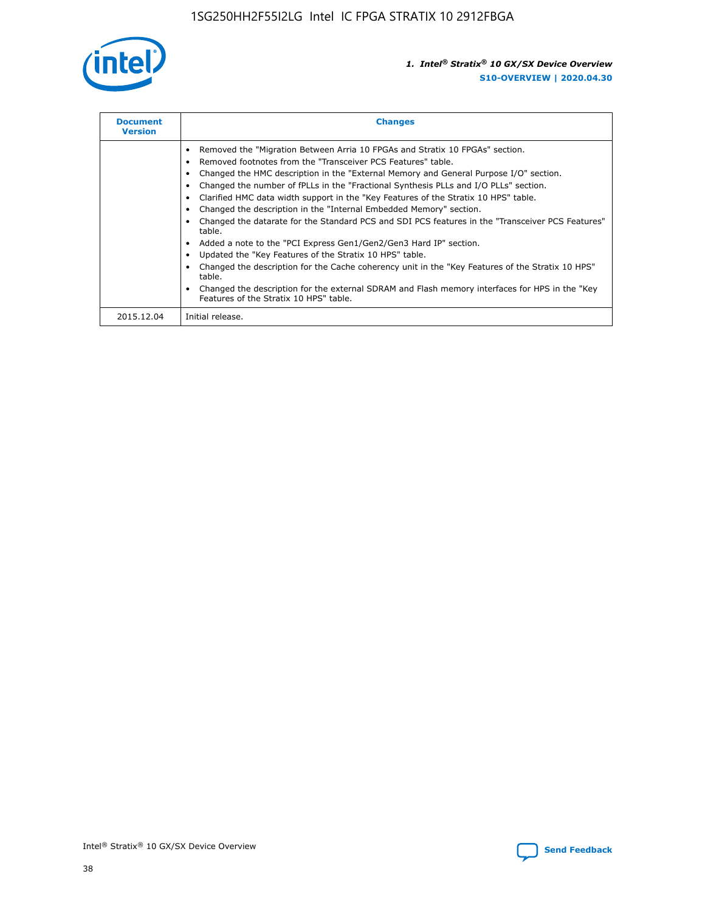| Document Version | Changes |
| --- | --- |
| | • Removed the "Migration Between Arria 10 FPGAs and Stratix 10 FPGAs" section.<br>• Removed footnotes from the "Transceiver PCS Features" table.<br>• Changed the HMC description in the "External Memory and General Purpose I/O" section.<br>• Changed the number of fPLLs in the "Fractional Synthesis PLLs and I/O PLLs" section.<br>• Clarified HMC data width support in the "Key Features of the Stratix 10 HPS" table.<br>• Changed the description in the "Internal Embedded Memory" section.<br>• Changed the datarate for the Standard PCS and SDI PCS features in the "Transceiver PCS Features" table.<br>• Added a note to the "PCI Express Gen1/Gen2/Gen3 Hard IP" section.<br>• Updated the "Key Features of the Stratix 10 HPS" table.<br>• Changed the description for the Cache coherency unit in the "Key Features of the Stratix 10 HPS" table.<br>• Changed the description for the external SDRAM and Flash memory interfaces for HPS in the "Key Features of the Stratix 10 HPS" table. |
| 2015.12.04 | Initial release. |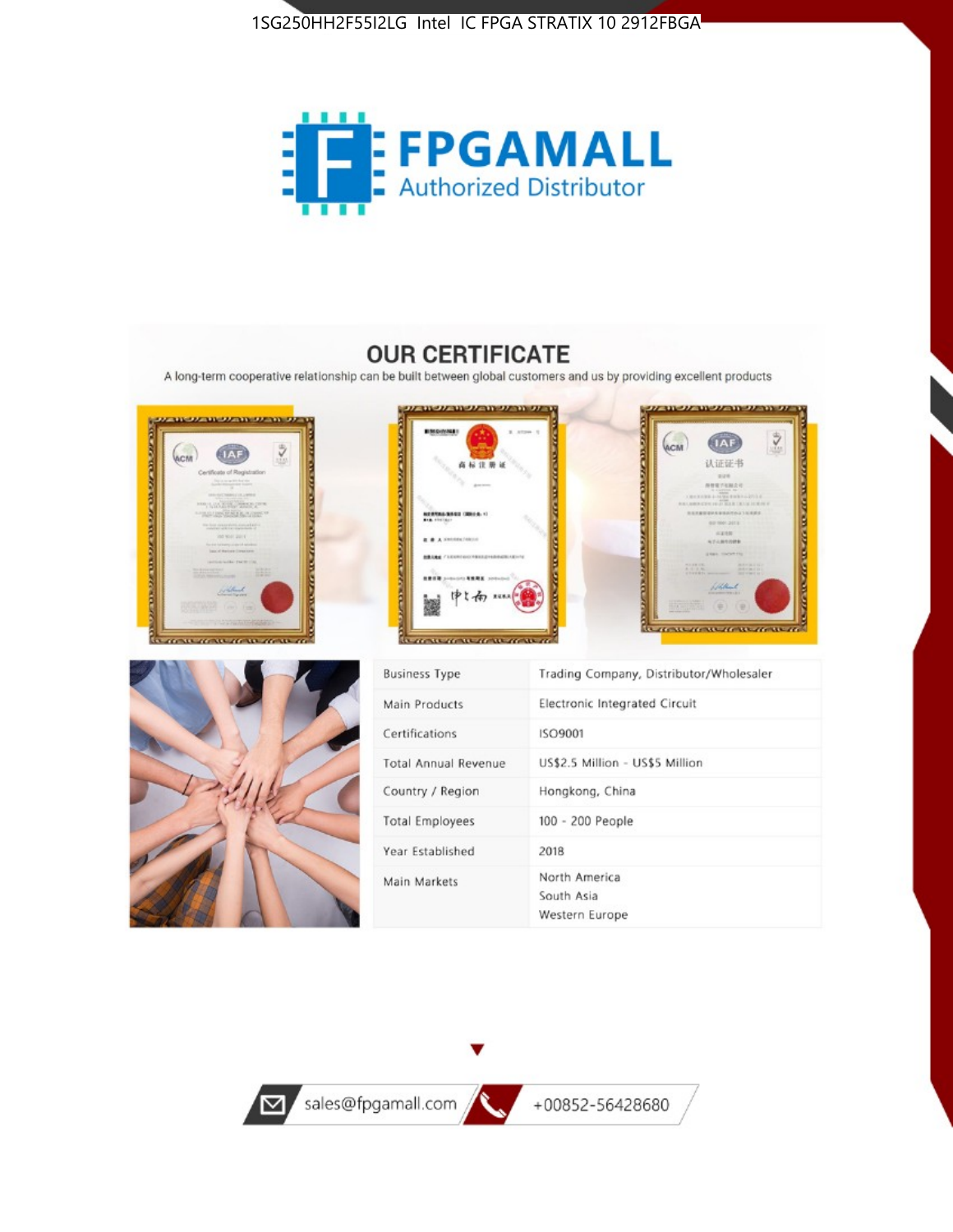FPGAMALL

Authorized Distributor

## OUR CERTIFICATE

A long-term cooperative relationship can be built between global customers and us by providing excellent products

| | |
|---|---|
| Business Type | Trading Company, Distributor/Wholesaler |
| Main Products | Electronic Integrated Circuit |
| Certifications | ISO9001 |
| Total Annual Revenue | US$2.5 Million - US$5 Million |
| Country / Region | Hongkong, China |
| Total Employees | 100 - 200 People |
| Year Established | 2018 |
| Main Markets | North America<br>South Asia<br>Western Europe |

sales@fpgamall.com

+00852-56428680